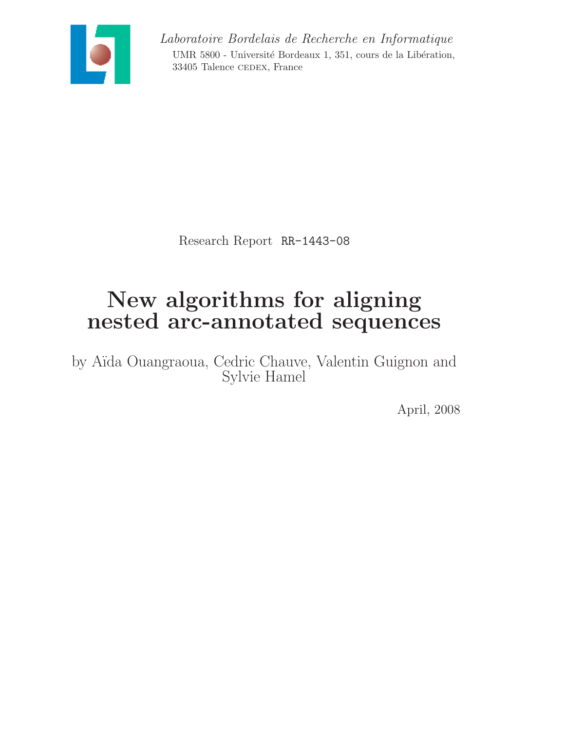*Laboratoire Bordelais de Recherche en Informatique*

UMR 5800 - Université Bordeaux 1, 351, cours de la Libération,
33405 Talence CEDEX, France

Research Report `RR-1443-08`

# New algorithms for aligning nested arc-annotated sequences

by Aïda Ouangraoua, Cedric Chauve, Valentin Guignon and Sylvie Hamel

April, 2008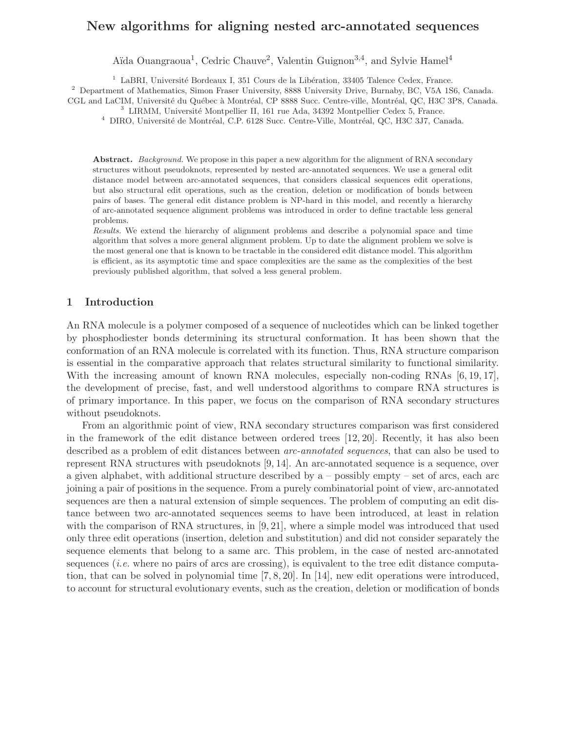# New algorithms for aligning nested arc-annotated sequences

Aïda Ouangraoua[1], Cedric Chauve[2], Valentin Guignon[3,4], and Sylvie Hamel[4]

[1] LaBRI, Université Bordeaux I, 351 Cours de la Libération, 33405 Talence Cedex, France.
[2] Department of Mathematics, Simon Fraser University, 8888 University Drive, Burnaby, BC, V5A 1S6, Canada. CGL and LaCIM, Université du Québec à Montréal, CP 8888 Succ. Centre-ville, Montréal, QC, H3C 3P8, Canada.
[3] LIRMM, Université Montpellier II, 161 rue Ada, 34392 Montpellier Cedex 5, France.
[4] DIRO, Université de Montréal, C.P. 6128 Succ. Centre-Ville, Montréal, QC, H3C 3J7, Canada.

**Abstract.** *Background.* We propose in this paper a new algorithm for the alignment of RNA secondary structures without pseudoknots, represented by nested arc-annotated sequences. We use a general edit distance model between arc-annotated sequences, that considers classical sequences edit operations, but also structural edit operations, such as the creation, deletion or modification of bonds between pairs of bases. The general edit distance problem is NP-hard in this model, and recently a hierarchy of arc-annotated sequence alignment problems was introduced in order to define tractable less general problems.
*Results.* We extend the hierarchy of alignment problems and describe a polynomial space and time algorithm that solves a more general alignment problem. Up to date the alignment problem we solve is the most general one that is known to be tractable in the considered edit distance model. This algorithm is efficient, as its asymptotic time and space complexities are the same as the complexities of the best previously published algorithm, that solved a less general problem.

## 1 Introduction

An RNA molecule is a polymer composed of a sequence of nucleotides which can be linked together by phosphodiester bonds determining its structural conformation. It has been shown that the conformation of an RNA molecule is correlated with its function. Thus, RNA structure comparison is essential in the comparative approach that relates structural similarity to functional similarity. With the increasing amount of known RNA molecules, especially non-coding RNAs [6, 19, 17], the development of precise, fast, and well understood algorithms to compare RNA structures is of primary importance. In this paper, we focus on the comparison of RNA secondary structures without pseudoknots.

From an algorithmic point of view, RNA secondary structures comparison was first considered in the framework of the edit distance between ordered trees [12, 20]. Recently, it has also been described as a problem of edit distances between *arc-annotated sequences*, that can also be used to represent RNA structures with pseudoknots [9, 14]. An arc-annotated sequence is a sequence, over a given alphabet, with additional structure described by a – possibly empty – set of arcs, each arc joining a pair of positions in the sequence. From a purely combinatorial point of view, arc-annotated sequences are then a natural extension of simple sequences. The problem of computing an edit distance between two arc-annotated sequences seems to have been introduced, at least in relation with the comparison of RNA structures, in [9, 21], where a simple model was introduced that used only three edit operations (insertion, deletion and substitution) and did not consider separately the sequence elements that belong to a same arc. This problem, in the case of nested arc-annotated sequences (*i.e.* where no pairs of arcs are crossing), is equivalent to the tree edit distance computation, that can be solved in polynomial time [7, 8, 20]. In [14], new edit operations were introduced, to account for structural evolutionary events, such as the creation, deletion or modification of bonds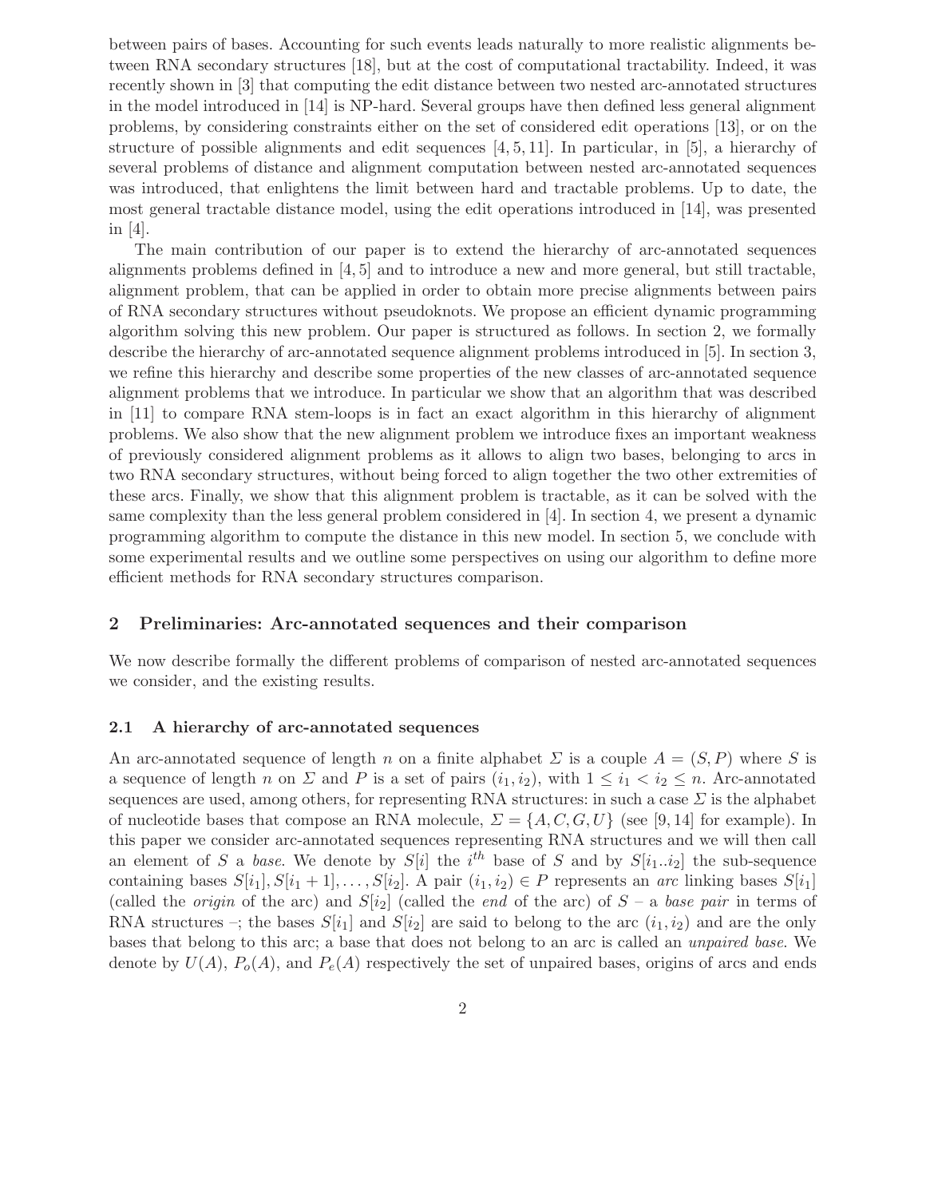between pairs of bases. Accounting for such events leads naturally to more realistic alignments between RNA secondary structures [18], but at the cost of computational tractability. Indeed, it was recently shown in [3] that computing the edit distance between two nested arc-annotated structures in the model introduced in [14] is NP-hard. Several groups have then defined less general alignment problems, by considering constraints either on the set of considered edit operations [13], or on the structure of possible alignments and edit sequences [4, 5, 11]. In particular, in [5], a hierarchy of several problems of distance and alignment computation between nested arc-annotated sequences was introduced, that enlightens the limit between hard and tractable problems. Up to date, the most general tractable distance model, using the edit operations introduced in [14], was presented in [4].

The main contribution of our paper is to extend the hierarchy of arc-annotated sequences alignments problems defined in [4, 5] and to introduce a new and more general, but still tractable, alignment problem, that can be applied in order to obtain more precise alignments between pairs of RNA secondary structures without pseudoknots. We propose an efficient dynamic programming algorithm solving this new problem. Our paper is structured as follows. In section 2, we formally describe the hierarchy of arc-annotated sequence alignment problems introduced in [5]. In section 3, we refine this hierarchy and describe some properties of the new classes of arc-annotated sequence alignment problems that we introduce. In particular we show that an algorithm that was described in [11] to compare RNA stem-loops is in fact an exact algorithm in this hierarchy of alignment problems. We also show that the new alignment problem we introduce fixes an important weakness of previously considered alignment problems as it allows to align two bases, belonging to arcs in two RNA secondary structures, without being forced to align together the two other extremities of these arcs. Finally, we show that this alignment problem is tractable, as it can be solved with the same complexity than the less general problem considered in [4]. In section 4, we present a dynamic programming algorithm to compute the distance in this new model. In section 5, we conclude with some experimental results and we outline some perspectives on using our algorithm to define more efficient methods for RNA secondary structures comparison.

## 2 Preliminaries: Arc-annotated sequences and their comparison

We now describe formally the different problems of comparison of nested arc-annotated sequences we consider, and the existing results.

### 2.1 A hierarchy of arc-annotated sequences

An arc-annotated sequence of length $n$ on a finite alphabet $\Sigma$ is a couple $A = (S, P)$ where $S$ is a sequence of length $n$ on $\Sigma$ and $P$ is a set of pairs $(i_1, i_2)$, with $1 \leq i_1 < i_2 \leq n$. Arc-annotated sequences are used, among others, for representing RNA structures: in such a case $\Sigma$ is the alphabet of nucleotide bases that compose an RNA molecule, $\Sigma = \{A, C, G, U\}$ (see [9, 14] for example). In this paper we consider arc-annotated sequences representing RNA structures and we will then call an element of $S$ a *base*. We denote by $S[i]$ the $i^{th}$ base of $S$ and by $S[i_1..i_2]$ the sub-sequence containing bases $S[i_1], S[i_1 + 1], \ldots, S[i_2]$. A pair $(i_1, i_2) \in P$ represents an *arc* linking bases $S[i_1]$ (called the *origin* of the arc) and $S[i_2]$ (called the *end* of the arc) of $S$ – a *base pair* in terms of RNA structures –; the bases $S[i_1]$ and $S[i_2]$ are said to belong to the arc $(i_1, i_2)$ and are the only bases that belong to this arc; a base that does not belong to an arc is called an *unpaired base*. We denote by $U(A)$, $P_o(A)$, and $P_e(A)$ respectively the set of unpaired bases, origins of arcs and ends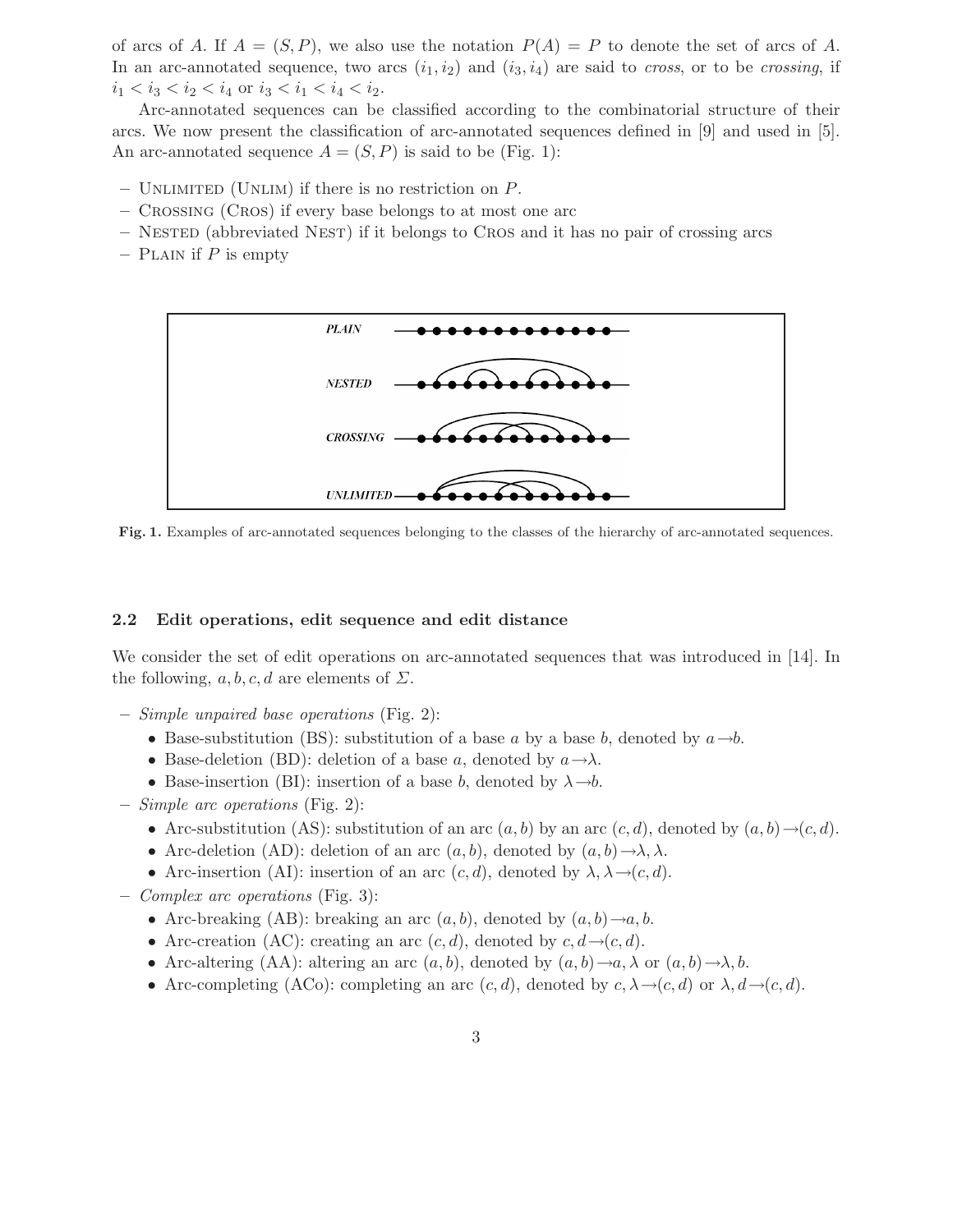of arcs of $A$. If $A = (S, P)$, we also use the notation $P(A) = P$ to denote the set of arcs of $A$. In an arc-annotated sequence, two arcs $(i_1, i_2)$ and $(i_3, i_4)$ are said to *cross*, or to be *crossing*, if $i_1 < i_3 < i_2 < i_4$ or $i_3 < i_1 < i_4 < i_2$.

Arc-annotated sequences can be classified according to the combinatorial structure of their arcs. We now present the classification of arc-annotated sequences defined in [9] and used in [5]. An arc-annotated sequence $A = (S, P)$ is said to be (Fig. 1):

- Unlimited (Unlim) if there is no restriction on $P$.
- Crossing (Cros) if every base belongs to at most one arc
- Nested (abbreviated Nest) if it belongs to Cros and it has no pair of crossing arcs
- Plain if $P$ is empty

**Fig. 1.** Examples of arc-annotated sequences belonging to the classes of the hierarchy of arc-annotated sequences.

### 2.2 Edit operations, edit sequence and edit distance

We consider the set of edit operations on arc-annotated sequences that was introduced in [14]. In the following, $a, b, c, d$ are elements of $\Sigma$.

- *Simple unpaired base operations* (Fig. 2):
  - Base-substitution (BS): substitution of a base $a$ by a base $b$, denoted by $a \rightarrow b$.
  - Base-deletion (BD): deletion of a base $a$, denoted by $a \rightarrow \lambda$.
  - Base-insertion (BI): insertion of a base $b$, denoted by $\lambda \rightarrow b$.
- *Simple arc operations* (Fig. 2):
  - Arc-substitution (AS): substitution of an arc $(a, b)$ by an arc $(c, d)$, denoted by $(a, b) \rightarrow (c, d)$.
  - Arc-deletion (AD): deletion of an arc $(a, b)$, denoted by $(a, b) \rightarrow \lambda, \lambda$.
  - Arc-insertion (AI): insertion of an arc $(c, d)$, denoted by $\lambda, \lambda \rightarrow (c, d)$.
- *Complex arc operations* (Fig. 3):
  - Arc-breaking (AB): breaking an arc $(a, b)$, denoted by $(a, b) \rightarrow a, b$.
  - Arc-creation (AC): creating an arc $(c, d)$, denoted by $c, d \rightarrow (c, d)$.
  - Arc-altering (AA): altering an arc $(a, b)$, denoted by $(a, b) \rightarrow a, \lambda$ or $(a, b) \rightarrow \lambda, b$.
  - Arc-completing (ACo): completing an arc $(c, d)$, denoted by $c, \lambda \rightarrow (c, d)$ or $\lambda, d \rightarrow (c, d)$.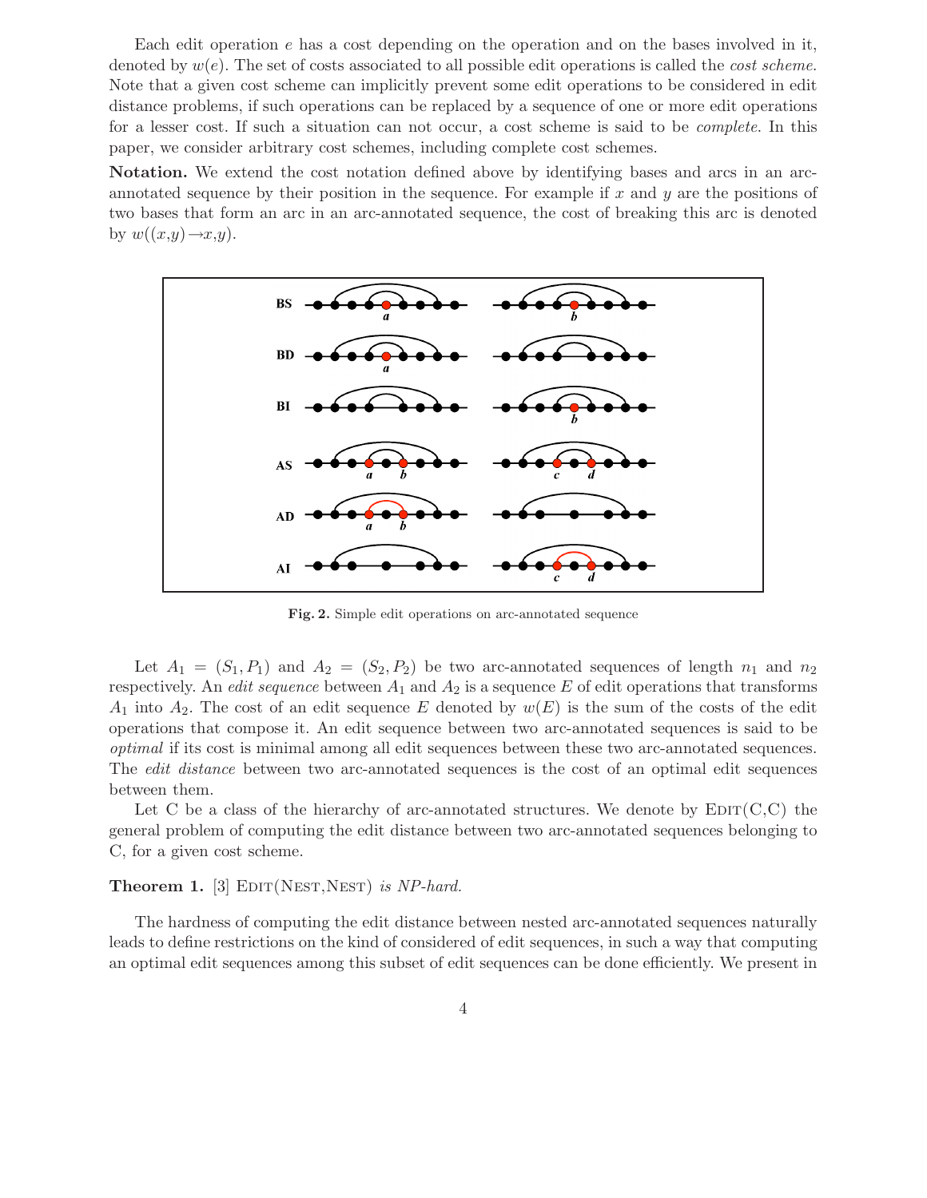Each edit operation $e$ has a cost depending on the operation and on the bases involved in it, denoted by $w(e)$. The set of costs associated to all possible edit operations is called the *cost scheme*. Note that a given cost scheme can implicitly prevent some edit operations to be considered in edit distance problems, if such operations can be replaced by a sequence of one or more edit operations for a lesser cost. If such a situation can not occur, a cost scheme is said to be *complete*. In this paper, we consider arbitrary cost schemes, including complete cost schemes.

**Notation.** We extend the cost notation defined above by identifying bases and arcs in an arc-annotated sequence by their position in the sequence. For example if $x$ and $y$ are the positions of two bases that form an arc in an arc-annotated sequence, the cost of breaking this arc is denoted by $w((x,y) \rightarrow x,y)$.

**Fig. 2.** Simple edit operations on arc-annotated sequence

Let $A_1 = (S_1, P_1)$ and $A_2 = (S_2, P_2)$ be two arc-annotated sequences of length $n_1$ and $n_2$ respectively. An *edit sequence* between $A_1$ and $A_2$ is a sequence $E$ of edit operations that transforms $A_1$ into $A_2$. The cost of an edit sequence $E$ denoted by $w(E)$ is the sum of the costs of the edit operations that compose it. An edit sequence between two arc-annotated sequences is said to be *optimal* if its cost is minimal among all edit sequences between these two arc-annotated sequences. The *edit distance* between two arc-annotated sequences is the cost of an optimal edit sequences between them.

Let C be a class of the hierarchy of arc-annotated structures. We denote by EDIT(C,C) the general problem of computing the edit distance between two arc-annotated sequences belonging to C, for a given cost scheme.

**Theorem 1.** [3] *EDIT(NEST,NEST) is NP-hard.*

The hardness of computing the edit distance between nested arc-annotated sequences naturally leads to define restrictions on the kind of considered of edit sequences, in such a way that computing an optimal edit sequences among this subset of edit sequences can be done efficiently. We present in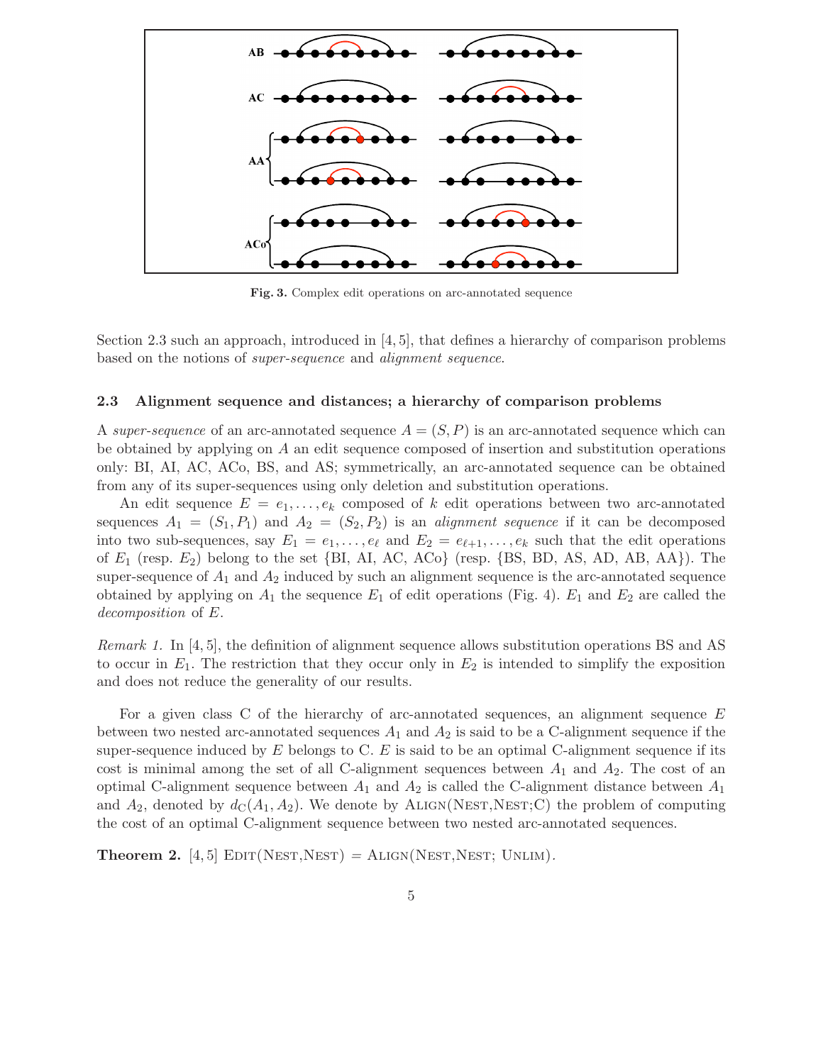Fig. 3. Complex edit operations on arc-annotated sequence

Section 2.3 such an approach, introduced in [4, 5], that defines a hierarchy of comparison problems based on the notions of *super-sequence* and *alignment sequence*.

### 2.3 Alignment sequence and distances; a hierarchy of comparison problems

A *super-sequence* of an arc-annotated sequence $A = (S, P)$ is an arc-annotated sequence which can be obtained by applying on $A$ an edit sequence composed of insertion and substitution operations only: BI, AI, AC, ACo, BS, and AS; symmetrically, an arc-annotated sequence can be obtained from any of its super-sequences using only deletion and substitution operations.

An edit sequence $E = e_1, \ldots, e_k$ composed of $k$ edit operations between two arc-annotated sequences $A_1 = (S_1, P_1)$ and $A_2 = (S_2, P_2)$ is an *alignment sequence* if it can be decomposed into two sub-sequences, say $E_1 = e_1, \ldots, e_\ell$ and $E_2 = e_{\ell+1}, \ldots, e_k$ such that the edit operations of $E_1$ (resp. $E_2$) belong to the set {BI, AI, AC, ACo} (resp. {BS, BD, AS, AD, AB, AA}). The super-sequence of $A_1$ and $A_2$ induced by such an alignment sequence is the arc-annotated sequence obtained by applying on $A_1$ the sequence $E_1$ of edit operations (Fig. 4). $E_1$ and $E_2$ are called the *decomposition* of $E$.

*Remark 1.* In [4, 5], the definition of alignment sequence allows substitution operations BS and AS to occur in $E_1$. The restriction that they occur only in $E_2$ is intended to simplify the exposition and does not reduce the generality of our results.

For a given class C of the hierarchy of arc-annotated sequences, an alignment sequence $E$ between two nested arc-annotated sequences $A_1$ and $A_2$ is said to be a C-alignment sequence if the super-sequence induced by $E$ belongs to C. $E$ is said to be an optimal C-alignment sequence if its cost is minimal among the set of all C-alignment sequences between $A_1$ and $A_2$. The cost of an optimal C-alignment sequence between $A_1$ and $A_2$ is called the C-alignment distance between $A_1$ and $A_2$, denoted by $d_{\mathrm{C}}(A_1, A_2)$. We denote by ALIGN(NEST,NEST;C) the problem of computing the cost of an optimal C-alignment sequence between two nested arc-annotated sequences.

**Theorem 2.** [4, 5] EDIT(NEST,NEST) = ALIGN(NEST,NEST; UNLIM).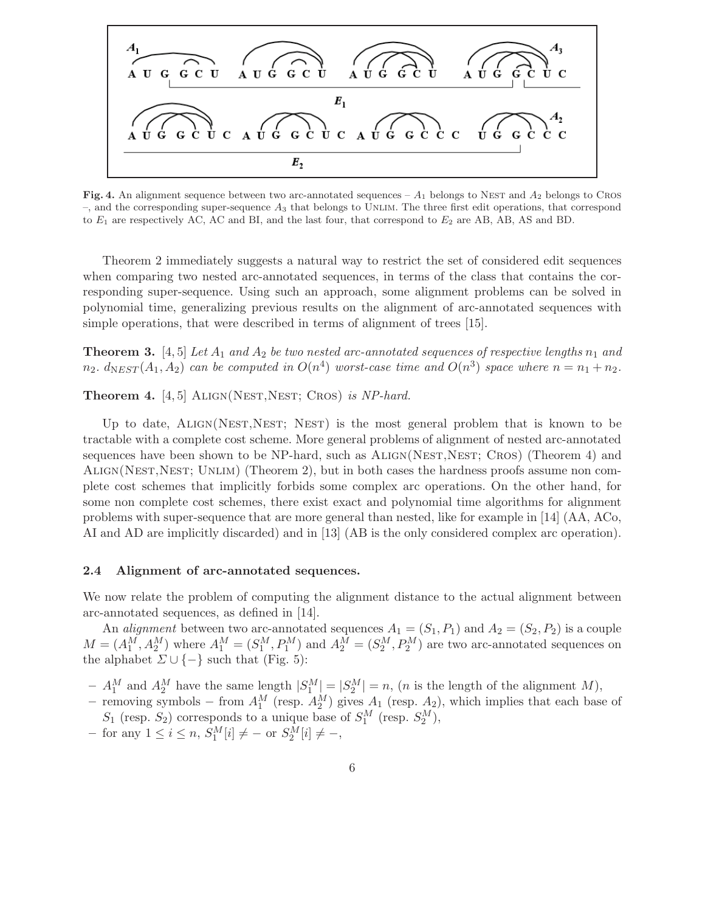**Fig. 4.** An alignment sequence between two arc-annotated sequences – $A_1$ belongs to NEST and $A_2$ belongs to CROS –, and the corresponding super-sequence $A_3$ that belongs to UNLIM. The three first edit operations, that correspond to $E_1$ are respectively AC, AC and BI, and the last four, that correspond to $E_2$ are AB, AB, AS and BD.

Theorem 2 immediately suggests a natural way to restrict the set of considered edit sequences when comparing two nested arc-annotated sequences, in terms of the class that contains the corresponding super-sequence. Using such an approach, some alignment problems can be solved in polynomial time, generalizing previous results on the alignment of arc-annotated sequences with simple operations, that were described in terms of alignment of trees [15].

**Theorem 3.** [4, 5] *Let $A_1$ and $A_2$ be two nested arc-annotated sequences of respective lengths $n_1$ and $n_2$. $d_{NEST}(A_1, A_2)$ can be computed in $O(n^4)$ worst-case time and $O(n^3)$ space where $n = n_1 + n_2$.*

**Theorem 4.** [4, 5] ALIGN(NEST,NEST; CROS) *is NP-hard.*

Up to date, ALIGN(NEST,NEST; NEST) is the most general problem that is known to be tractable with a complete cost scheme. More general problems of alignment of nested arc-annotated sequences have been shown to be NP-hard, such as ALIGN(NEST,NEST; CROS) (Theorem 4) and ALIGN(NEST,NEST; UNLIM) (Theorem 2), but in both cases the hardness proofs assume non complete cost schemes that implicitly forbids some complex arc operations. On the other hand, for some non complete cost schemes, there exist exact and polynomial time algorithms for alignment problems with super-sequence that are more general than nested, like for example in [14] (AA, ACo, AI and AD are implicitly discarded) and in [13] (AB is the only considered complex arc operation).

### 2.4 Alignment of arc-annotated sequences.

We now relate the problem of computing the alignment distance to the actual alignment between arc-annotated sequences, as defined in [14].

An *alignment* between two arc-annotated sequences $A_1 = (S_1, P_1)$ and $A_2 = (S_2, P_2)$ is a couple $M = (A_1^M, A_2^M)$ where $A_1^M = (S_1^M, P_1^M)$ and $A_2^M = (S_2^M, P_2^M)$ are two arc-annotated sequences on the alphabet $\Sigma \cup \{-\}$ such that (Fig. 5):

- $A_1^M$ and $A_2^M$ have the same length $|S_1^M| = |S_2^M| = n$, ($n$ is the length of the alignment $M$),
- removing symbols $-$ from $A_1^M$ (resp. $A_2^M$) gives $A_1$ (resp. $A_2$), which implies that each base of $S_1$ (resp. $S_2$) corresponds to a unique base of $S_1^M$ (resp. $S_2^M$),
- for any $1 \le i \le n$, $S_1^M[i] \neq -$ or $S_2^M[i] \neq -$,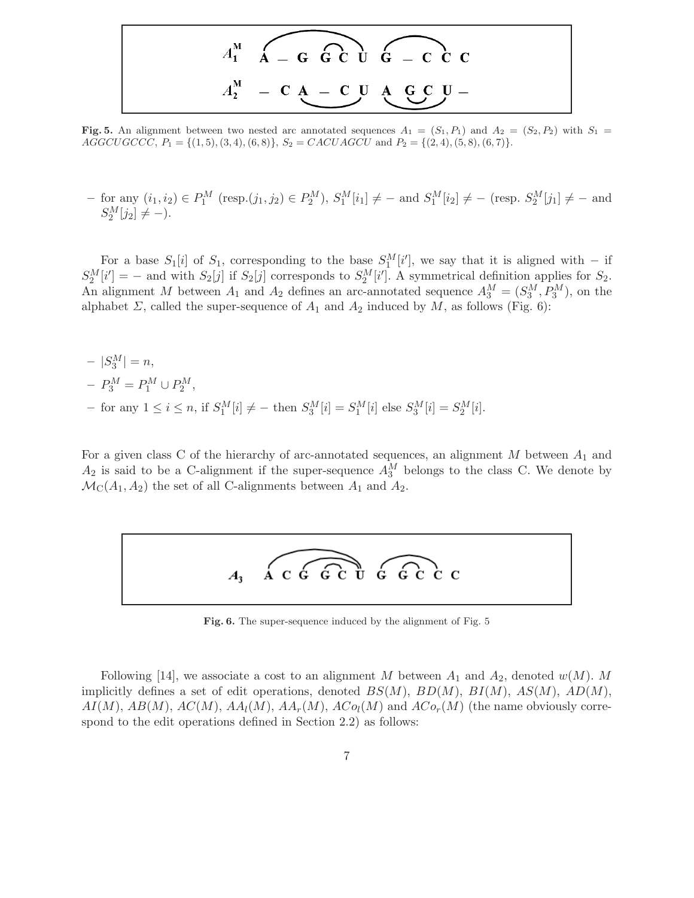**Fig. 5.** An alignment between two nested arc annotated sequences $A_1 = (S_1, P_1)$ and $A_2 = (S_2, P_2)$ with $S_1 = AGGCUGCCC$, $P_1 = \{(1,5),(3,4),(6,8)\}$, $S_2 = CACUAGCU$ and $P_2 = \{(2,4),(5,8),(6,7)\}$.

– for any $(i_1, i_2) \in P_1^M$ (resp.$(j_1, j_2) \in P_2^M$), $S_1^M[i_1] \neq -$ and $S_1^M[i_2] \neq -$ (resp. $S_2^M[j_1] \neq -$ and $S_2^M[j_2] \neq -$).

For a base $S_1[i]$ of $S_1$, corresponding to the base $S_1^M[i']$, we say that it is aligned with $-$ if $S_2^M[i'] = -$ and with $S_2[j]$ if $S_2[j]$ corresponds to $S_2^M[i']$. A symmetrical definition applies for $S_2$. An alignment $M$ between $A_1$ and $A_2$ defines an arc-annotated sequence $A_3^M = (S_3^M, P_3^M)$, on the alphabet $\Sigma$, called the super-sequence of $A_1$ and $A_2$ induced by $M$, as follows (Fig. 6):

– $|S_3^M| = n$,
– $P_3^M = P_1^M \cup P_2^M$,
– for any $1 \leq i \leq n$, if $S_1^M[i] \neq -$ then $S_3^M[i] = S_1^M[i]$ else $S_3^M[i] = S_2^M[i]$.

For a given class C of the hierarchy of arc-annotated sequences, an alignment $M$ between $A_1$ and $A_2$ is said to be a C-alignment if the super-sequence $A_3^M$ belongs to the class C. We denote by $\mathcal{M}_{\mathrm{C}}(A_1, A_2)$ the set of all C-alignments between $A_1$ and $A_2$.

**Fig. 6.** The super-sequence induced by the alignment of Fig. 5

Following [14], we associate a cost to an alignment $M$ between $A_1$ and $A_2$, denoted $w(M)$. $M$ implicitly defines a set of edit operations, denoted $BS(M)$, $BD(M)$, $BI(M)$, $AS(M)$, $AD(M)$, $AI(M)$, $AB(M)$, $AC(M)$, $AA_l(M)$, $AA_r(M)$, $ACo_l(M)$ and $ACo_r(M)$ (the name obviously correspond to the edit operations defined in Section 2.2) as follows: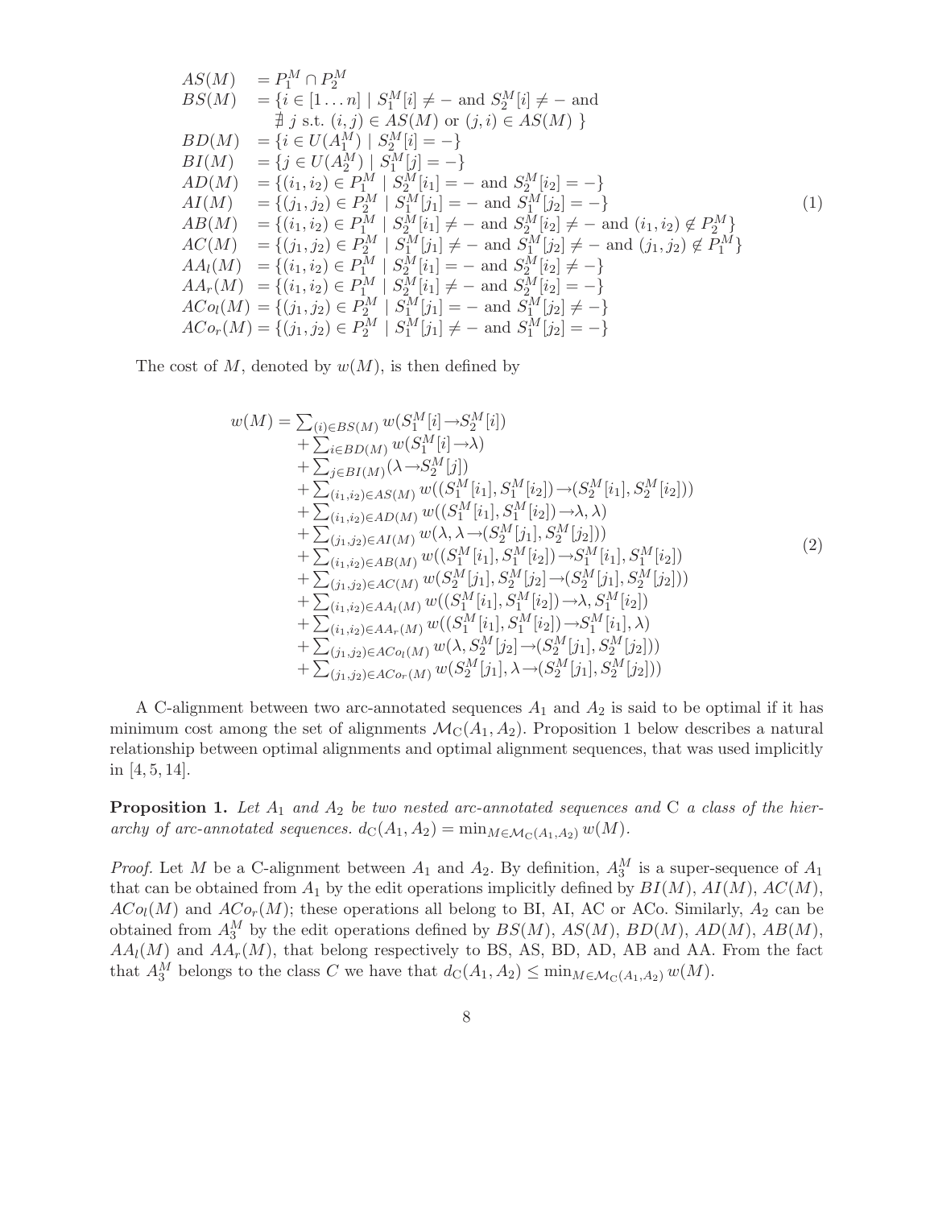$$
\begin{array}{ll}
AS(M) & = P_1^M \cap P_2^M \\
BS(M) & = \{i \in [1 \ldots n] \mid S_1^M[i] \neq - \text{ and } S_2^M[i] \neq - \text{ and} \\
& \quad \nexists\ j \text{ s.t. } (i,j) \in AS(M) \text{ or } (j,i) \in AS(M)\ \} \\
BD(M) & = \{i \in U(A_1^M) \mid S_2^M[i] = -\} \\
BI(M) & = \{j \in U(A_2^M) \mid S_1^M[j] = -\} \\
AD(M) & = \{(i_1,i_2) \in P_1^M \mid S_2^M[i_1] = - \text{ and } S_2^M[i_2] = -\} \\
AI(M) & = \{(j_1,j_2) \in P_2^M \mid S_1^M[j_1] = - \text{ and } S_1^M[j_2] = -\} \\
AB(M) & = \{(i_1,i_2) \in P_1^M \mid S_2^M[i_1] \neq - \text{ and } S_2^M[i_2] \neq - \text{ and } (i_1,i_2) \notin P_2^M\} \\
AC(M) & = \{(j_1,j_2) \in P_2^M \mid S_1^M[j_1] \neq - \text{ and } S_1^M[j_2] \neq - \text{ and } (j_1,j_2) \notin P_1^M\} \\
AA_l(M) & = \{(i_1,i_2) \in P_1^M \mid S_2^M[i_1] = - \text{ and } S_2^M[i_2] \neq -\} \\
AA_r(M) & = \{(i_1,i_2) \in P_1^M \mid S_2^M[i_1] \neq - \text{ and } S_2^M[i_2] = -\} \\
ACo_l(M) & = \{(j_1,j_2) \in P_2^M \mid S_1^M[j_1] = - \text{ and } S_1^M[j_2] \neq -\} \\
ACo_r(M) & = \{(j_1,j_2) \in P_2^M \mid S_1^M[j_1] \neq - \text{ and } S_1^M[j_2] = -\}
\end{array}
\tag{1}
$$

The cost of $M$, denoted by $w(M)$, is then defined by

$$
\begin{array}{rl}
w(M) = & \sum_{(i) \in BS(M)} w(S_1^M[i] \rightarrow S_2^M[i]) \\
& + \sum_{i \in BD(M)} w(S_1^M[i] \rightarrow \lambda) \\
& + \sum_{j \in BI(M)} (\lambda \rightarrow S_2^M[j]) \\
& + \sum_{(i_1,i_2) \in AS(M)} w((S_1^M[i_1], S_1^M[i_2]) \rightarrow (S_2^M[i_1], S_2^M[i_2])) \\
& + \sum_{(i_1,i_2) \in AD(M)} w((S_1^M[i_1], S_1^M[i_2]) \rightarrow \lambda, \lambda) \\
& + \sum_{(j_1,j_2) \in AI(M)} w(\lambda, \lambda \rightarrow (S_2^M[j_1], S_2^M[j_2])) \\
& + \sum_{(i_1,i_2) \in AB(M)} w((S_1^M[i_1], S_1^M[i_2]) \rightarrow S_1^M[i_1], S_1^M[i_2]) \\
& + \sum_{(j_1,j_2) \in AC(M)} w(S_2^M[j_1], S_2^M[j_2] \rightarrow (S_2^M[j_1], S_2^M[j_2])) \\
& + \sum_{(i_1,i_2) \in AA_l(M)} w((S_1^M[i_1], S_1^M[i_2]) \rightarrow \lambda, S_1^M[i_2]) \\
& + \sum_{(i_1,i_2) \in AA_r(M)} w((S_1^M[i_1], S_1^M[i_2]) \rightarrow S_1^M[i_1], \lambda) \\
& + \sum_{(j_1,j_2) \in ACo_l(M)} w(\lambda, S_2^M[j_2] \rightarrow (S_2^M[j_1], S_2^M[j_2])) \\
& + \sum_{(j_1,j_2) \in ACo_r(M)} w(S_2^M[j_1], \lambda \rightarrow (S_2^M[j_1], S_2^M[j_2]))
\end{array}
\tag{2}
$$

A C-alignment between two arc-annotated sequences $A_1$ and $A_2$ is said to be optimal if it has minimum cost among the set of alignments $\mathcal{M}_{\mathrm{C}}(A_1, A_2)$. Proposition 1 below describes a natural relationship between optimal alignments and optimal alignment sequences, that was used implicitly in [4, 5, 14].

**Proposition 1.** *Let $A_1$ and $A_2$ be two nested arc-annotated sequences and* C *a class of the hierarchy of arc-annotated sequences.* $d_{\mathrm{C}}(A_1, A_2) = \min_{M \in \mathcal{M}_{\mathrm{C}}(A_1, A_2)} w(M)$.

*Proof.* Let $M$ be a C-alignment between $A_1$ and $A_2$. By definition, $A_3^M$ is a super-sequence of $A_1$ that can be obtained from $A_1$ by the edit operations implicitly defined by $BI(M)$, $AI(M)$, $AC(M)$, $ACo_l(M)$ and $ACo_r(M)$; these operations all belong to BI, AI, AC or ACo. Similarly, $A_2$ can be obtained from $A_3^M$ by the edit operations defined by $BS(M)$, $AS(M)$, $BD(M)$, $AD(M)$, $AB(M)$, $AA_l(M)$ and $AA_r(M)$, that belong respectively to BS, AS, BD, AD, AB and AA. From the fact that $A_3^M$ belongs to the class $C$ we have that $d_{\mathrm{C}}(A_1, A_2) \leq \min_{M \in \mathcal{M}_{\mathrm{C}}(A_1, A_2)} w(M)$.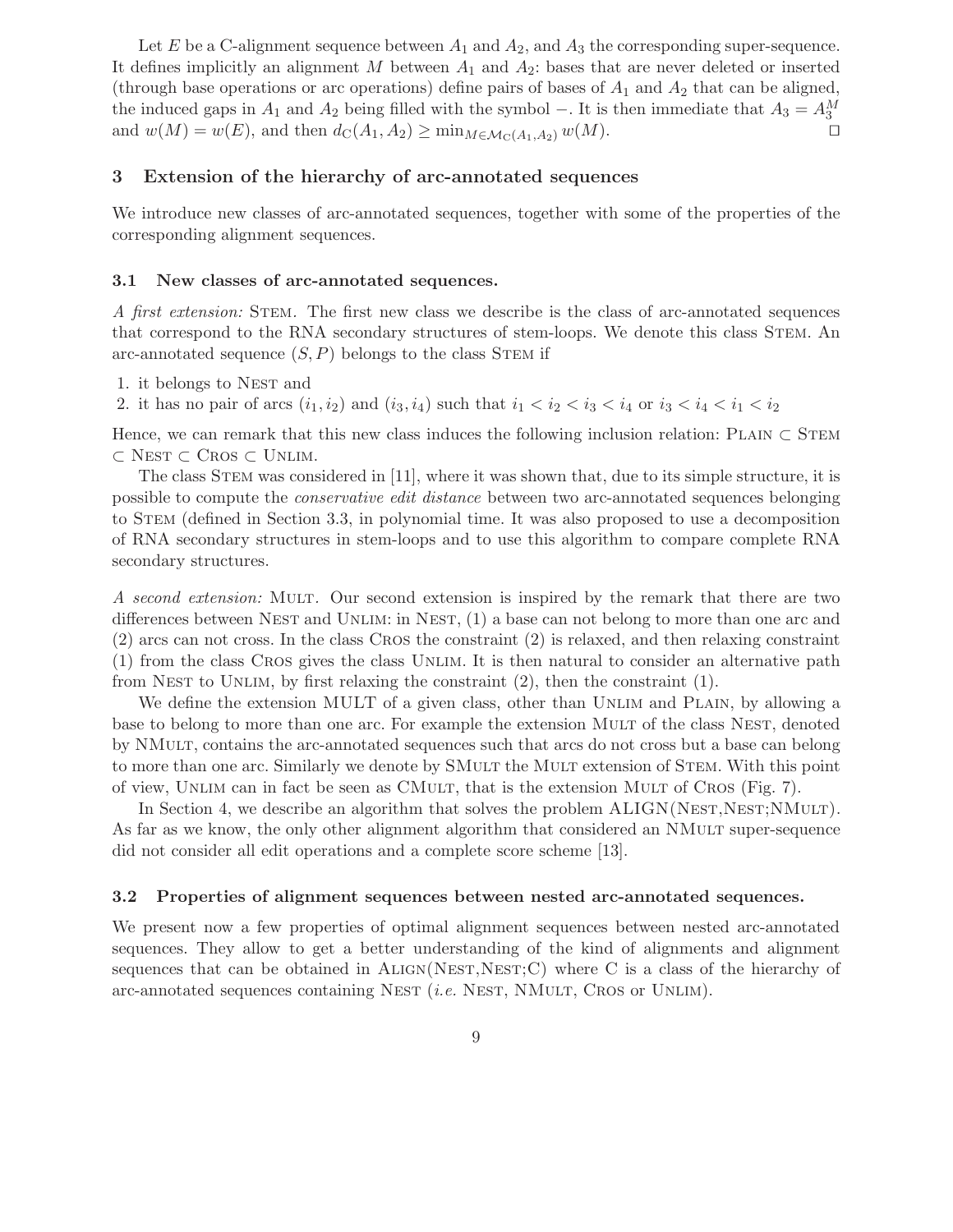Let $E$ be a C-alignment sequence between $A_1$ and $A_2$, and $A_3$ the corresponding super-sequence. It defines implicitly an alignment $M$ between $A_1$ and $A_2$: bases that are never deleted or inserted (through base operations or arc operations) define pairs of bases of $A_1$ and $A_2$ that can be aligned, the induced gaps in $A_1$ and $A_2$ being filled with the symbol $-$. It is then immediate that $A_3 = A_3^M$ and $w(M) = w(E)$, and then $d_{\mathrm{C}}(A_1, A_2) \geq \min_{M \in \mathcal{M}_{\mathrm{C}}(A_1,A_2)} w(M)$. □

## 3 Extension of the hierarchy of arc-annotated sequences

We introduce new classes of arc-annotated sequences, together with some of the properties of the corresponding alignment sequences.

### 3.1 New classes of arc-annotated sequences.

*A first extension:* Stem. The first new class we describe is the class of arc-annotated sequences that correspond to the RNA secondary structures of stem-loops. We denote this class Stem. An arc-annotated sequence $(S, P)$ belongs to the class Stem if

1. it belongs to Nest and
2. it has no pair of arcs $(i_1, i_2)$ and $(i_3, i_4)$ such that $i_1 < i_2 < i_3 < i_4$ or $i_3 < i_4 < i_1 < i_2$

Hence, we can remark that this new class induces the following inclusion relation: Plain $\subset$ Stem $\subset$ Nest $\subset$ Cros $\subset$ Unlim.

The class Stem was considered in [11], where it was shown that, due to its simple structure, it is possible to compute the *conservative edit distance* between two arc-annotated sequences belonging to Stem (defined in Section 3.3, in polynomial time. It was also proposed to use a decomposition of RNA secondary structures in stem-loops and to use this algorithm to compare complete RNA secondary structures.

*A second extension:* Mult. Our second extension is inspired by the remark that there are two differences between Nest and Unlim: in Nest, (1) a base can not belong to more than one arc and (2) arcs can not cross. In the class Cros the constraint (2) is relaxed, and then relaxing constraint (1) from the class Cros gives the class Unlim. It is then natural to consider an alternative path from Nest to Unlim, by first relaxing the constraint (2), then the constraint (1).

We define the extension MULT of a given class, other than Unlim and Plain, by allowing a base to belong to more than one arc. For example the extension Mult of the class Nest, denoted by NMult, contains the arc-annotated sequences such that arcs do not cross but a base can belong to more than one arc. Similarly we denote by SMult the Mult extension of Stem. With this point of view, Unlim can in fact be seen as CMult, that is the extension Mult of Cros (Fig. 7).

In Section 4, we describe an algorithm that solves the problem ALIGN(Nest,Nest;NMult). As far as we know, the only other alignment algorithm that considered an NMult super-sequence did not consider all edit operations and a complete score scheme [13].

### 3.2 Properties of alignment sequences between nested arc-annotated sequences.

We present now a few properties of optimal alignment sequences between nested arc-annotated sequences. They allow to get a better understanding of the kind of alignments and alignment sequences that can be obtained in Align(Nest,Nest;C) where C is a class of the hierarchy of arc-annotated sequences containing Nest (*i.e.* Nest, NMult, Cros or Unlim).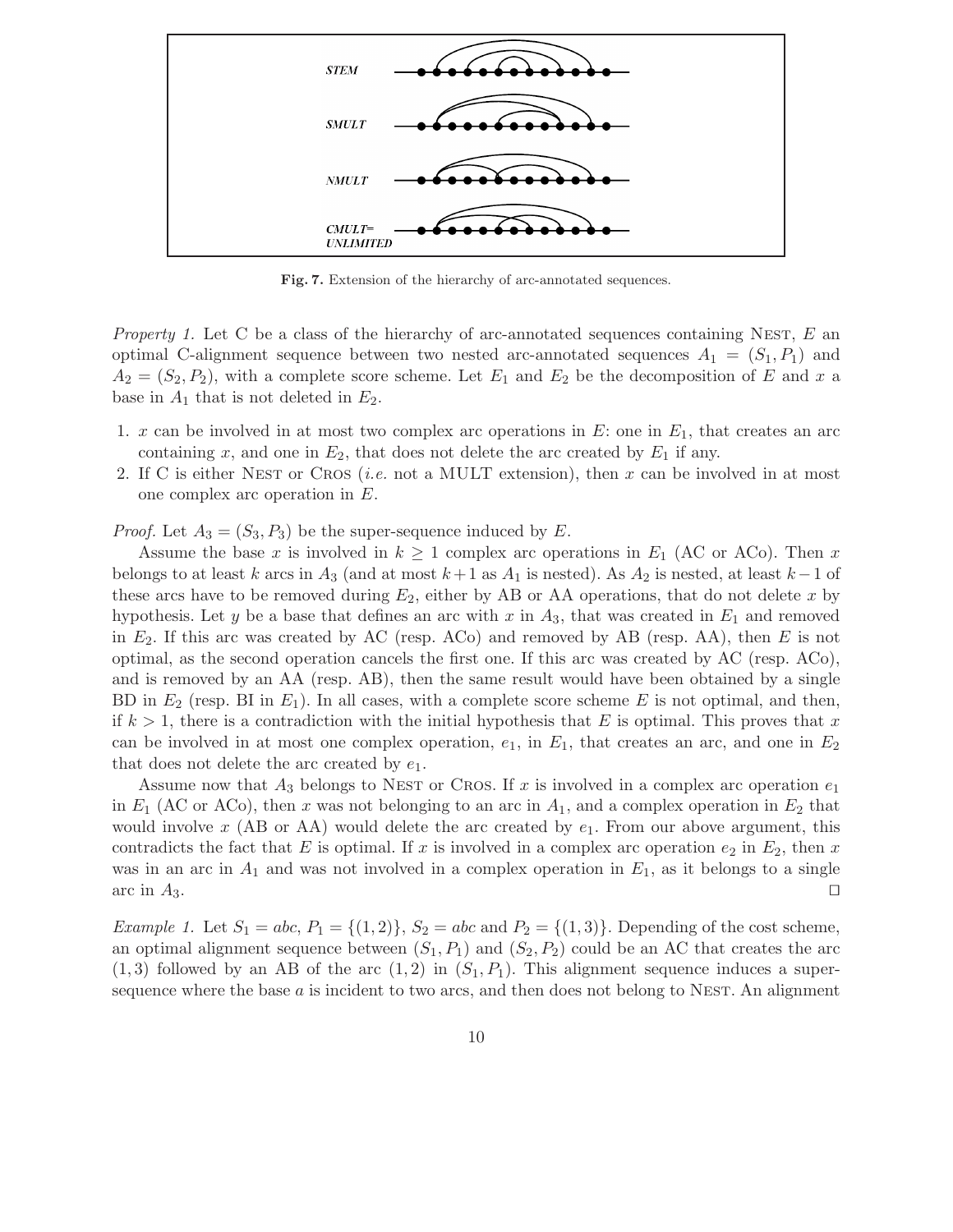**Fig. 7.** Extension of the hierarchy of arc-annotated sequences.

*Property 1.* Let C be a class of the hierarchy of arc-annotated sequences containing Nest, $E$ an optimal C-alignment sequence between two nested arc-annotated sequences $A_1 = (S_1, P_1)$ and $A_2 = (S_2, P_2)$, with a complete score scheme. Let $E_1$ and $E_2$ be the decomposition of $E$ and $x$ a base in $A_1$ that is not deleted in $E_2$.

1. $x$ can be involved in at most two complex arc operations in $E$: one in $E_1$, that creates an arc containing $x$, and one in $E_2$, that does not delete the arc created by $E_1$ if any.
2. If C is either Nest or Cros (*i.e.* not a MULT extension), then $x$ can be involved in at most one complex arc operation in $E$.

*Proof.* Let $A_3 = (S_3, P_3)$ be the super-sequence induced by $E$.

Assume the base $x$ is involved in $k \geq 1$ complex arc operations in $E_1$ (AC or ACo). Then $x$ belongs to at least $k$ arcs in $A_3$ (and at most $k+1$ as $A_1$ is nested). As $A_2$ is nested, at least $k-1$ of these arcs have to be removed during $E_2$, either by AB or AA operations, that do not delete $x$ by hypothesis. Let $y$ be a base that defines an arc with $x$ in $A_3$, that was created in $E_1$ and removed in $E_2$. If this arc was created by AC (resp. ACo) and removed by AB (resp. AA), then $E$ is not optimal, as the second operation cancels the first one. If this arc was created by AC (resp. ACo), and is removed by an AA (resp. AB), then the same result would have been obtained by a single BD in $E_2$ (resp. BI in $E_1$). In all cases, with a complete score scheme $E$ is not optimal, and then, if $k > 1$, there is a contradiction with the initial hypothesis that $E$ is optimal. This proves that $x$ can be involved in at most one complex operation, $e_1$, in $E_1$, that creates an arc, and one in $E_2$ that does not delete the arc created by $e_1$.

Assume now that $A_3$ belongs to Nest or Cros. If $x$ is involved in a complex arc operation $e_1$ in $E_1$ (AC or ACo), then $x$ was not belonging to an arc in $A_1$, and a complex operation in $E_2$ that would involve $x$ (AB or AA) would delete the arc created by $e_1$. From our above argument, this contradicts the fact that $E$ is optimal. If $x$ is involved in a complex arc operation $e_2$ in $E_2$, then $x$ was in an arc in $A_1$ and was not involved in a complex operation in $E_1$, as it belongs to a single arc in $A_3$. □

*Example 1.* Let $S_1 = abc$, $P_1 = \{(1, 2)\}$, $S_2 = abc$ and $P_2 = \{(1, 3)\}$. Depending of the cost scheme, an optimal alignment sequence between $(S_1, P_1)$ and $(S_2, P_2)$ could be an AC that creates the arc $(1, 3)$ followed by an AB of the arc $(1, 2)$ in $(S_1, P_1)$. This alignment sequence induces a super-sequence where the base $a$ is incident to two arcs, and then does not belong to Nest. An alignment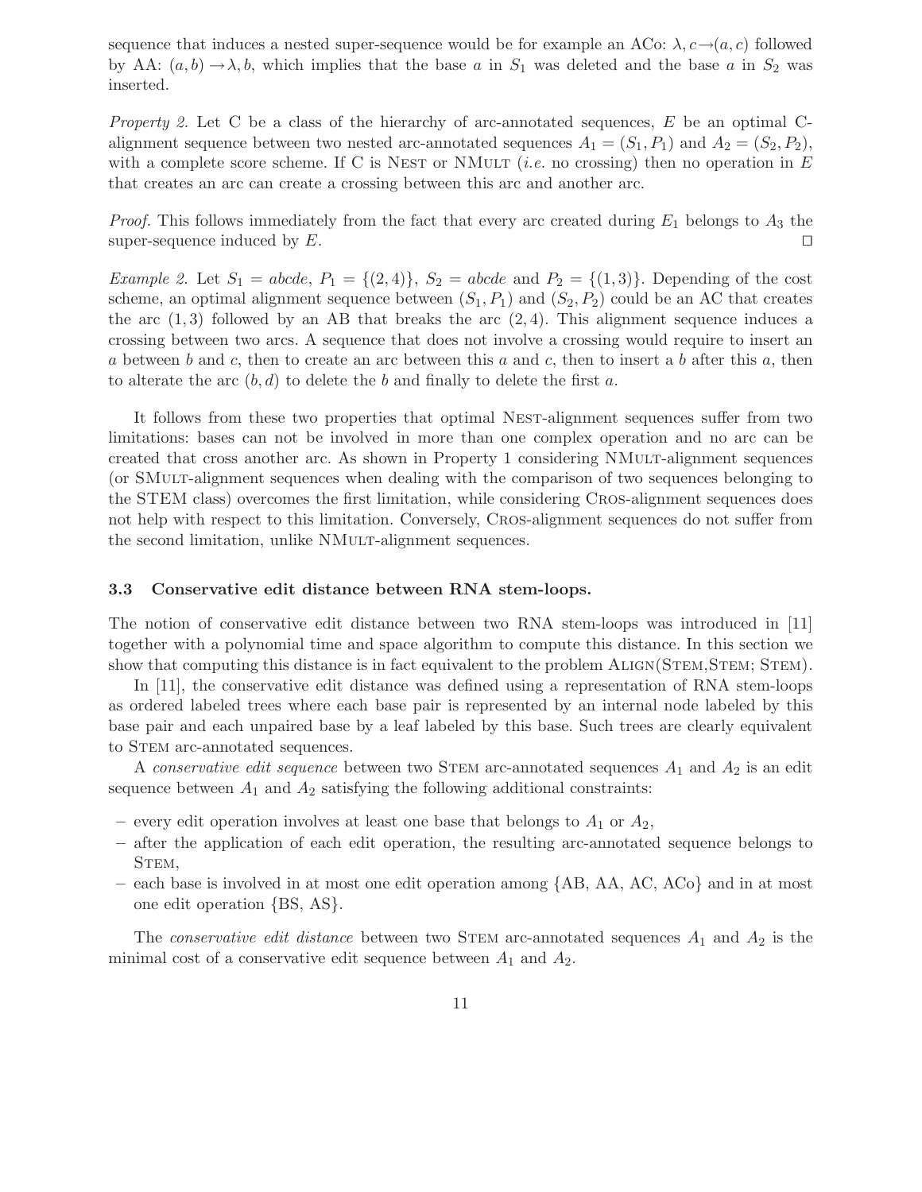sequence that induces a nested super-sequence would be for example an ACo: $\lambda, c \rightarrow (a, c)$ followed by AA: $(a, b) \rightarrow \lambda, b$, which implies that the base $a$ in $S_1$ was deleted and the base $a$ in $S_2$ was inserted.

*Property 2.* Let C be a class of the hierarchy of arc-annotated sequences, $E$ be an optimal C-alignment sequence between two nested arc-annotated sequences $A_1 = (S_1, P_1)$ and $A_2 = (S_2, P_2)$, with a complete score scheme. If C is Nest or NMult (*i.e.* no crossing) then no operation in $E$ that creates an arc can create a crossing between this arc and another arc.

*Proof.* This follows immediately from the fact that every arc created during $E_1$ belongs to $A_3$ the super-sequence induced by $E$. ☐

*Example 2.* Let $S_1 = abcde$, $P_1 = \{(2, 4)\}$, $S_2 = abcde$ and $P_2 = \{(1, 3)\}$. Depending of the cost scheme, an optimal alignment sequence between $(S_1, P_1)$ and $(S_2, P_2)$ could be an AC that creates the arc $(1, 3)$ followed by an AB that breaks the arc $(2, 4)$. This alignment sequence induces a crossing between two arcs. A sequence that does not involve a crossing would require to insert an $a$ between $b$ and $c$, then to create an arc between this $a$ and $c$, then to insert a $b$ after this $a$, then to alterate the arc $(b, d)$ to delete the $b$ and finally to delete the first $a$.

It follows from these two properties that optimal Nest-alignment sequences suffer from two limitations: bases can not be involved in more than one complex operation and no arc can be created that cross another arc. As shown in Property 1 considering NMult-alignment sequences (or SMult-alignment sequences when dealing with the comparison of two sequences belonging to the STEM class) overcomes the first limitation, while considering Cros-alignment sequences does not help with respect to this limitation. Conversely, Cros-alignment sequences do not suffer from the second limitation, unlike NMult-alignment sequences.

### 3.3 Conservative edit distance between RNA stem-loops.

The notion of conservative edit distance between two RNA stem-loops was introduced in [11] together with a polynomial time and space algorithm to compute this distance. In this section we show that computing this distance is in fact equivalent to the problem Align(Stem,Stem; Stem).

In [11], the conservative edit distance was defined using a representation of RNA stem-loops as ordered labeled trees where each base pair is represented by an internal node labeled by this base pair and each unpaired base by a leaf labeled by this base. Such trees are clearly equivalent to Stem arc-annotated sequences.

A *conservative edit sequence* between two Stem arc-annotated sequences $A_1$ and $A_2$ is an edit sequence between $A_1$ and $A_2$ satisfying the following additional constraints:

- every edit operation involves at least one base that belongs to $A_1$ or $A_2$,
- after the application of each edit operation, the resulting arc-annotated sequence belongs to Stem,
- each base is involved in at most one edit operation among {AB, AA, AC, ACo} and in at most one edit operation {BS, AS}.

The *conservative edit distance* between two Stem arc-annotated sequences $A_1$ and $A_2$ is the minimal cost of a conservative edit sequence between $A_1$ and $A_2$.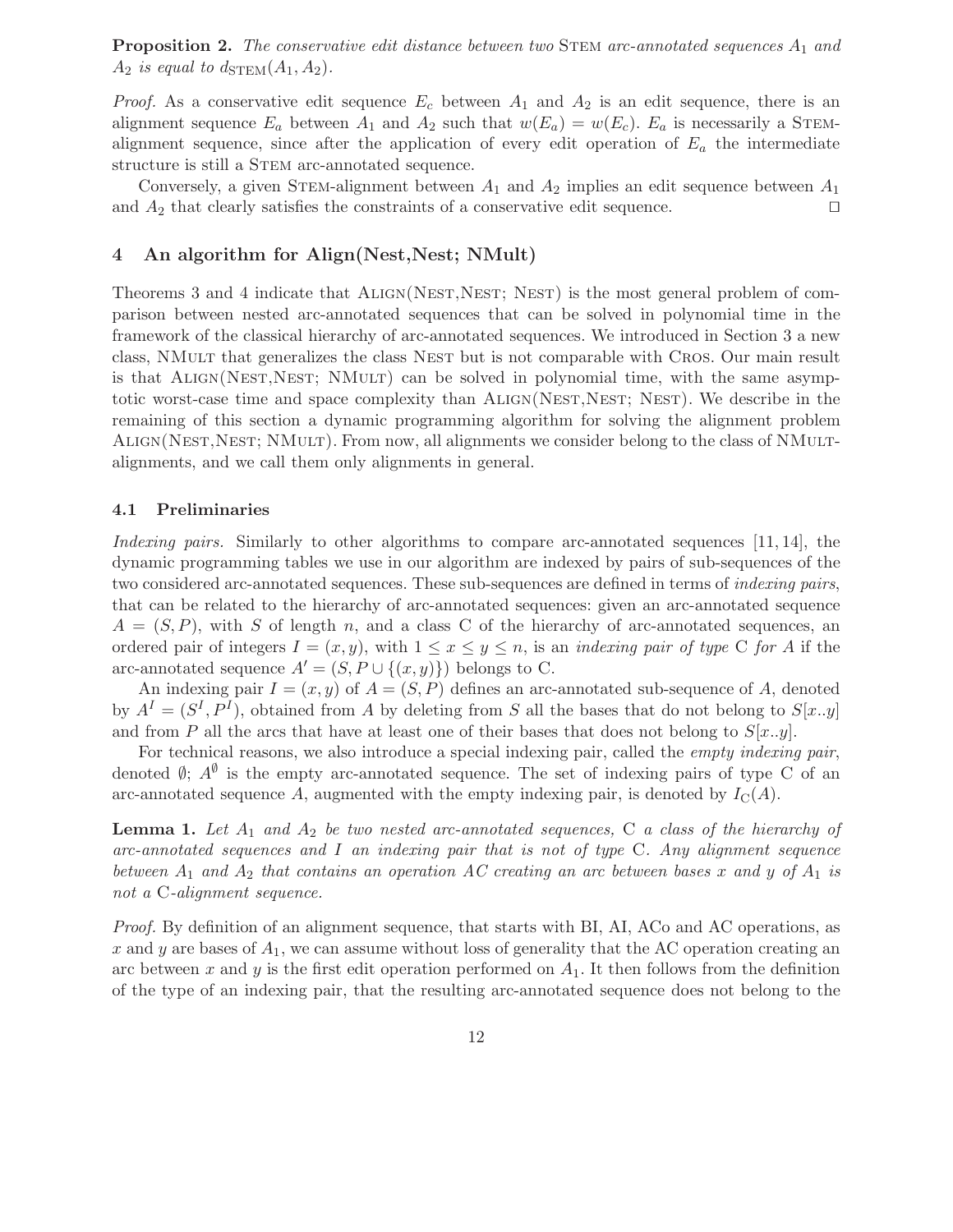**Proposition 2.** *The conservative edit distance between two* Stem *arc-annotated sequences $A_1$ and $A_2$ is equal to $d_{\text{STEM}}(A_1, A_2)$.*

*Proof.* As a conservative edit sequence $E_c$ between $A_1$ and $A_2$ is an edit sequence, there is an alignment sequence $E_a$ between $A_1$ and $A_2$ such that $w(E_a) = w(E_c)$. $E_a$ is necessarily a Stem-alignment sequence, since after the application of every edit operation of $E_a$ the intermediate structure is still a Stem arc-annotated sequence.

Conversely, a given Stem-alignment between $A_1$ and $A_2$ implies an edit sequence between $A_1$ and $A_2$ that clearly satisfies the constraints of a conservative edit sequence. □

## 4 An algorithm for Align(Nest,Nest; NMult)

Theorems 3 and 4 indicate that Align(Nest,Nest; Nest) is the most general problem of comparison between nested arc-annotated sequences that can be solved in polynomial time in the framework of the classical hierarchy of arc-annotated sequences. We introduced in Section 3 a new class, NMult that generalizes the class Nest but is not comparable with Cros. Our main result is that Align(Nest,Nest; NMult) can be solved in polynomial time, with the same asymptotic worst-case time and space complexity than Align(Nest,Nest; Nest). We describe in the remaining of this section a dynamic programming algorithm for solving the alignment problem Align(Nest,Nest; NMult). From now, all alignments we consider belong to the class of NMult-alignments, and we call them only alignments in general.

### 4.1 Preliminaries

*Indexing pairs.* Similarly to other algorithms to compare arc-annotated sequences [11, 14], the dynamic programming tables we use in our algorithm are indexed by pairs of sub-sequences of the two considered arc-annotated sequences. These sub-sequences are defined in terms of *indexing pairs*, that can be related to the hierarchy of arc-annotated sequences: given an arc-annotated sequence $A = (S, P)$, with $S$ of length $n$, and a class C of the hierarchy of arc-annotated sequences, an ordered pair of integers $I = (x, y)$, with $1 \leq x \leq y \leq n$, is an *indexing pair of type* C *for* $A$ if the arc-annotated sequence $A' = (S, P \cup \{(x, y)\})$ belongs to C.

An indexing pair $I = (x, y)$ of $A = (S, P)$ defines an arc-annotated sub-sequence of $A$, denoted by $A^I = (S^I, P^I)$, obtained from $A$ by deleting from $S$ all the bases that do not belong to $S[x..y]$ and from $P$ all the arcs that have at least one of their bases that does not belong to $S[x..y]$.

For technical reasons, we also introduce a special indexing pair, called the *empty indexing pair*, denoted $\emptyset$; $A^{\emptyset}$ is the empty arc-annotated sequence. The set of indexing pairs of type C of an arc-annotated sequence $A$, augmented with the empty indexing pair, is denoted by $I_{\text{C}}(A)$.

**Lemma 1.** *Let $A_1$ and $A_2$ be two nested arc-annotated sequences,* C *a class of the hierarchy of arc-annotated sequences and $I$ an indexing pair that is not of type* C*. Any alignment sequence between $A_1$ and $A_2$ that contains an operation AC creating an arc between bases $x$ and $y$ of $A_1$ is not a* C*-alignment sequence.*

*Proof.* By definition of an alignment sequence, that starts with BI, AI, ACo and AC operations, as $x$ and $y$ are bases of $A_1$, we can assume without loss of generality that the AC operation creating an arc between $x$ and $y$ is the first edit operation performed on $A_1$. It then follows from the definition of the type of an indexing pair, that the resulting arc-annotated sequence does not belong to the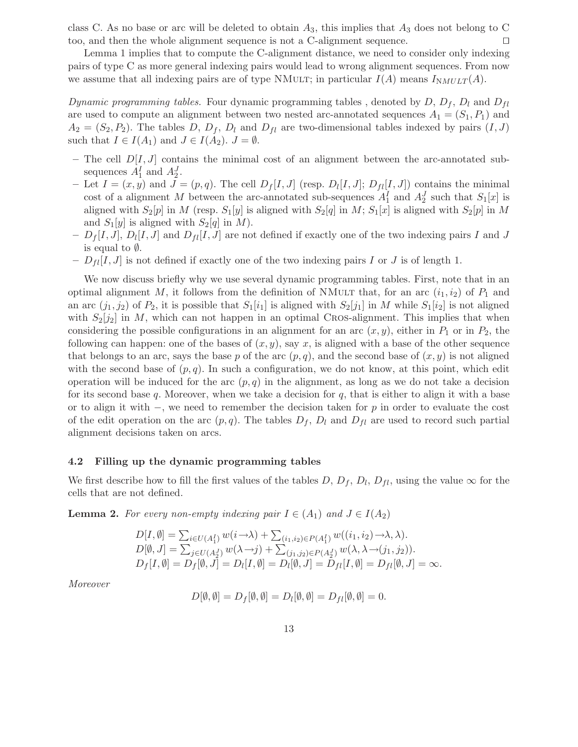class C. As no base or arc will be deleted to obtain $A_3$, this implies that $A_3$ does not belong to C too, and then the whole alignment sequence is not a C-alignment sequence. □

Lemma 1 implies that to compute the C-alignment distance, we need to consider only indexing pairs of type C as more general indexing pairs would lead to wrong alignment sequences. From now we assume that all indexing pairs are of type NMULT; in particular $I(A)$ means $I_{NMULT}(A)$.

*Dynamic programming tables.* Four dynamic programming tables , denoted by $D$, $D_f$, $D_l$ and $D_{fl}$ are used to compute an alignment between two nested arc-annotated sequences $A_1 = (S_1, P_1)$ and $A_2 = (S_2, P_2)$. The tables $D$, $D_f$, $D_l$ and $D_{fl}$ are two-dimensional tables indexed by pairs $(I, J)$ such that $I \in I(A_1)$ and $J \in I(A_2)$. $J = \emptyset$.

- The cell $D[I, J]$ contains the minimal cost of an alignment between the arc-annotated sub-sequences $A_1^I$ and $A_2^J$.
- Let $I = (x, y)$ and $J = (p, q)$. The cell $D_f[I, J]$ (resp. $D_l[I, J]$; $D_{fl}[I, J]$) contains the minimal cost of a alignment $M$ between the arc-annotated sub-sequences $A_1^I$ and $A_2^J$ such that $S_1[x]$ is aligned with $S_2[p]$ in $M$ (resp. $S_1[y]$ is aligned with $S_2[q]$ in $M$; $S_1[x]$ is aligned with $S_2[p]$ in $M$ and $S_1[y]$ is aligned with $S_2[q]$ in $M$).
- $D_f[I, J]$, $D_l[I, J]$ and $D_{fl}[I, J]$ are not defined if exactly one of the two indexing pairs $I$ and $J$ is equal to $\emptyset$.
- $D_{fl}[I, J]$ is not defined if exactly one of the two indexing pairs $I$ or $J$ is of length 1.

We now discuss briefly why we use several dynamic programming tables. First, note that in an optimal alignment $M$, it follows from the definition of NMULT that, for an arc $(i_1, i_2)$ of $P_1$ and an arc $(j_1, j_2)$ of $P_2$, it is possible that $S_1[i_1]$ is aligned with $S_2[j_1]$ in $M$ while $S_1[i_2]$ is not aligned with $S_2[j_2]$ in $M$, which can not happen in an optimal CROS-alignment. This implies that when considering the possible configurations in an alignment for an arc $(x, y)$, either in $P_1$ or in $P_2$, the following can happen: one of the bases of $(x, y)$, say $x$, is aligned with a base of the other sequence that belongs to an arc, says the base $p$ of the arc $(p, q)$, and the second base of $(x, y)$ is not aligned with the second base of $(p, q)$. In such a configuration, we do not know, at this point, which edit operation will be induced for the arc $(p, q)$ in the alignment, as long as we do not take a decision for its second base $q$. Moreover, when we take a decision for $q$, that is either to align it with a base or to align it with $-$, we need to remember the decision taken for $p$ in order to evaluate the cost of the edit operation on the arc $(p, q)$. The tables $D_f$, $D_l$ and $D_{fl}$ are used to record such partial alignment decisions taken on arcs.

### 4.2 Filling up the dynamic programming tables

We first describe how to fill the first values of the tables $D$, $D_f$, $D_l$, $D_{fl}$, using the value $\infty$ for the cells that are not defined.

**Lemma 2.** *For every non-empty indexing pair $I \in (A_1)$ and $J \in I(A_2)$*

$$D[I, \emptyset] = \sum_{i \in U(A_1^I)} w(i \to \lambda) + \sum_{(i_1,i_2) \in P(A_1^I)} w((i_1, i_2) \to \lambda, \lambda).$$
$$D[\emptyset, J] = \sum_{j \in U(A_2^J)} w(\lambda \to j) + \sum_{(j_1,j_2) \in P(A_2^J)} w(\lambda, \lambda \to (j_1, j_2)).$$
$$D_f[I, \emptyset] = D_f[\emptyset, J] = D_l[I, \emptyset] = D_l[\emptyset, J] = D_{fl}[I, \emptyset] = D_{fl}[\emptyset, J] = \infty.$$

*Moreover*

$$D[\emptyset, \emptyset] = D_f[\emptyset, \emptyset] = D_l[\emptyset, \emptyset] = D_{fl}[\emptyset, \emptyset] = 0.$$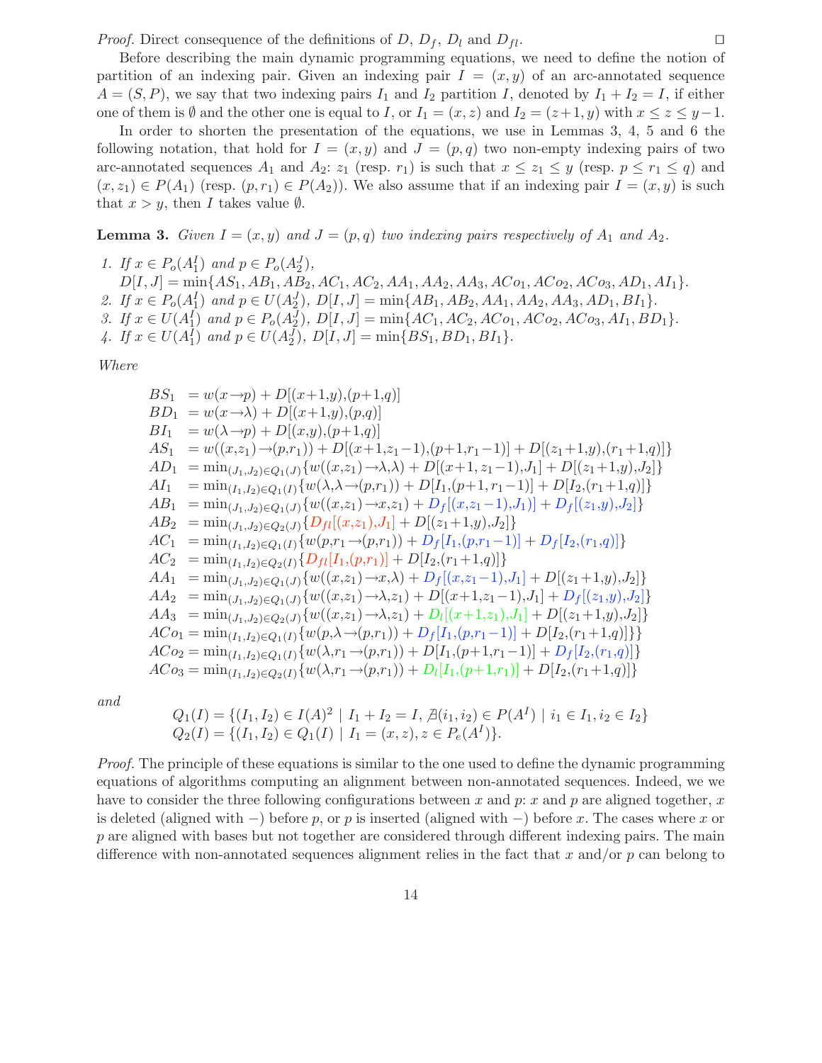*Proof.* Direct consequence of the definitions of $D$, $D_f$, $D_l$ and $D_{fl}$. □

Before describing the main dynamic programming equations, we need to define the notion of partition of an indexing pair. Given an indexing pair $I = (x, y)$ of an arc-annotated sequence $A = (S, P)$, we say that two indexing pairs $I_1$ and $I_2$ partition $I$, denoted by $I_1 + I_2 = I$, if either one of them is $\emptyset$ and the other one is equal to $I$, or $I_1 = (x, z)$ and $I_2 = (z+1, y)$ with $x \le z \le y-1$.

In order to shorten the presentation of the equations, we use in Lemmas 3, 4, 5 and 6 the following notation, that hold for $I = (x, y)$ and $J = (p, q)$ two non-empty indexing pairs of two arc-annotated sequences $A_1$ and $A_2$: $z_1$ (resp. $r_1$) is such that $x \le z_1 \le y$ (resp. $p \le r_1 \le q$) and $(x, z_1) \in P(A_1)$ (resp. $(p, r_1) \in P(A_2)$). We also assume that if an indexing pair $I = (x, y)$ is such that $x > y$, then $I$ takes value $\emptyset$.

**Lemma 3.** *Given $I = (x, y)$ and $J = (p, q)$ two indexing pairs respectively of $A_1$ and $A_2$.*

1. *If $x \in P_o(A_1^I)$ and $p \in P_o(A_2^J)$,*
   $D[I, J] = \min\{AS_1, AB_1, AB_2, AC_1, AC_2, AA_1, AA_2, AA_3, ACo_1, ACo_2, ACo_3, AD_1, AI_1\}$.
2. *If $x \in P_o(A_1^I)$ and $p \in U(A_2^J)$,* $D[I, J] = \min\{AB_1, AB_2, AA_1, AA_2, AA_3, AD_1, BI_1\}$.
3. *If $x \in U(A_1^I)$ and $p \in P_o(A_2^J)$,* $D[I, J] = \min\{AC_1, AC_2, ACo_1, ACo_2, ACo_3, AI_1, BD_1\}$.
4. *If $x \in U(A_1^I)$ and $p \in U(A_2^J)$,* $D[I, J] = \min\{BS_1, BD_1, BI_1\}$.

*Where*

$$
\begin{aligned}
BS_1 &= w(x \to p) + D[(x+1,y),(p+1,q)] \\
BD_1 &= w(x \to \lambda) + D[(x+1,y),(p,q)] \\
BI_1 &= w(\lambda \to p) + D[(x,y),(p+1,q)] \\
AS_1 &= w((x,z_1) \to (p,r_1)) + D[(x+1,z_1-1),(p+1,r_1-1)] + D[(z_1+1,y),(r_1+1,q)]\} \\
AD_1 &= \min_{(J_1,J_2)\in Q_1(J)}\{w((x,z_1) \to \lambda,\lambda) + D[(x+1,z_1-1),J_1] + D[(z_1+1,y),J_2]\} \\
AI_1 &= \min_{(I_1,I_2)\in Q_1(I)}\{w(\lambda,\lambda \to (p,r_1)) + D[I_1,(p+1,r_1-1)] + D[I_2,(r_1+1,q)]\} \\
AB_1 &= \min_{(J_1,J_2)\in Q_1(J)}\{w((x,z_1) \to x,z_1) + D_f[(x,z_1-1),J_1)] + D_f[(z_1,y),J_2]\} \\
AB_2 &= \min_{(J_1,J_2)\in Q_2(J)}\{D_{fl}[(x,z_1),J_1] + D[(z_1+1,y),J_2]\} \\
AC_1 &= \min_{(I_1,I_2)\in Q_1(I)}\{w(p,r_1 \to (p,r_1)) + D_f[I_1,(p,r_1-1)] + D_f[I_2,(r_1,q)]\} \\
AC_2 &= \min_{(I_1,I_2)\in Q_2(I)}\{D_{fl}[I_1,(p,r_1)] + D[I_2,(r_1+1,q)]\} \\
AA_1 &= \min_{(J_1,J_2)\in Q_1(J)}\{w((x,z_1) \to x,\lambda) + D_f[(x,z_1-1),J_1] + D[(z_1+1,y),J_2]\} \\
AA_2 &= \min_{(J_1,J_2)\in Q_1(J)}\{w((x,z_1) \to \lambda,z_1) + D[(x+1,z_1-1),J_1] + D_f[(z_1,y),J_2]\} \\
AA_3 &= \min_{(J_1,J_2)\in Q_2(J)}\{w((x,z_1) \to \lambda,z_1) + D_l[(x+1,z_1),J_1] + D[(z_1+1,y),J_2]\} \\
ACo_1 &= \min_{(I_1,I_2)\in Q_1(I)}\{w(p,\lambda \to (p,r_1)) + D_f[I_1,(p,r_1-1)] + D[I_2,(r_1+1,q)]\}\} \\
ACo_2 &= \min_{(I_1,I_2)\in Q_1(I)}\{w(\lambda,r_1 \to (p,r_1)) + D[I_1,(p+1,r_1-1)] + D_f[I_2,(r_1,q)]\} \\
ACo_3 &= \min_{(I_1,I_2)\in Q_2(I)}\{w(\lambda,r_1 \to (p,r_1)) + D_l[I_1,(p+1,r_1)] + D[I_2,(r_1+1,q)]\}
\end{aligned}
$$

*and*

$$
\begin{aligned}
Q_1(I) &= \{(I_1, I_2) \in I(A)^2 \mid I_1 + I_2 = I,\ \nexists (i_1, i_2) \in P(A^I) \mid i_1 \in I_1, i_2 \in I_2\} \\
Q_2(I) &= \{(I_1, I_2) \in Q_1(I) \mid I_1 = (x, z), z \in P_e(A^I)\}.
\end{aligned}
$$

*Proof.* The principle of these equations is similar to the one used to define the dynamic programming equations of algorithms computing an alignment between non-annotated sequences. Indeed, we we have to consider the three following configurations between $x$ and $p$: $x$ and $p$ are aligned together, $x$ is deleted (aligned with $-$) before $p$, or $p$ is inserted (aligned with $-$) before $x$. The cases where $x$ or $p$ are aligned with bases but not together are considered through different indexing pairs. The main difference with non-annotated sequences alignment relies in the fact that $x$ and/or $p$ can belong to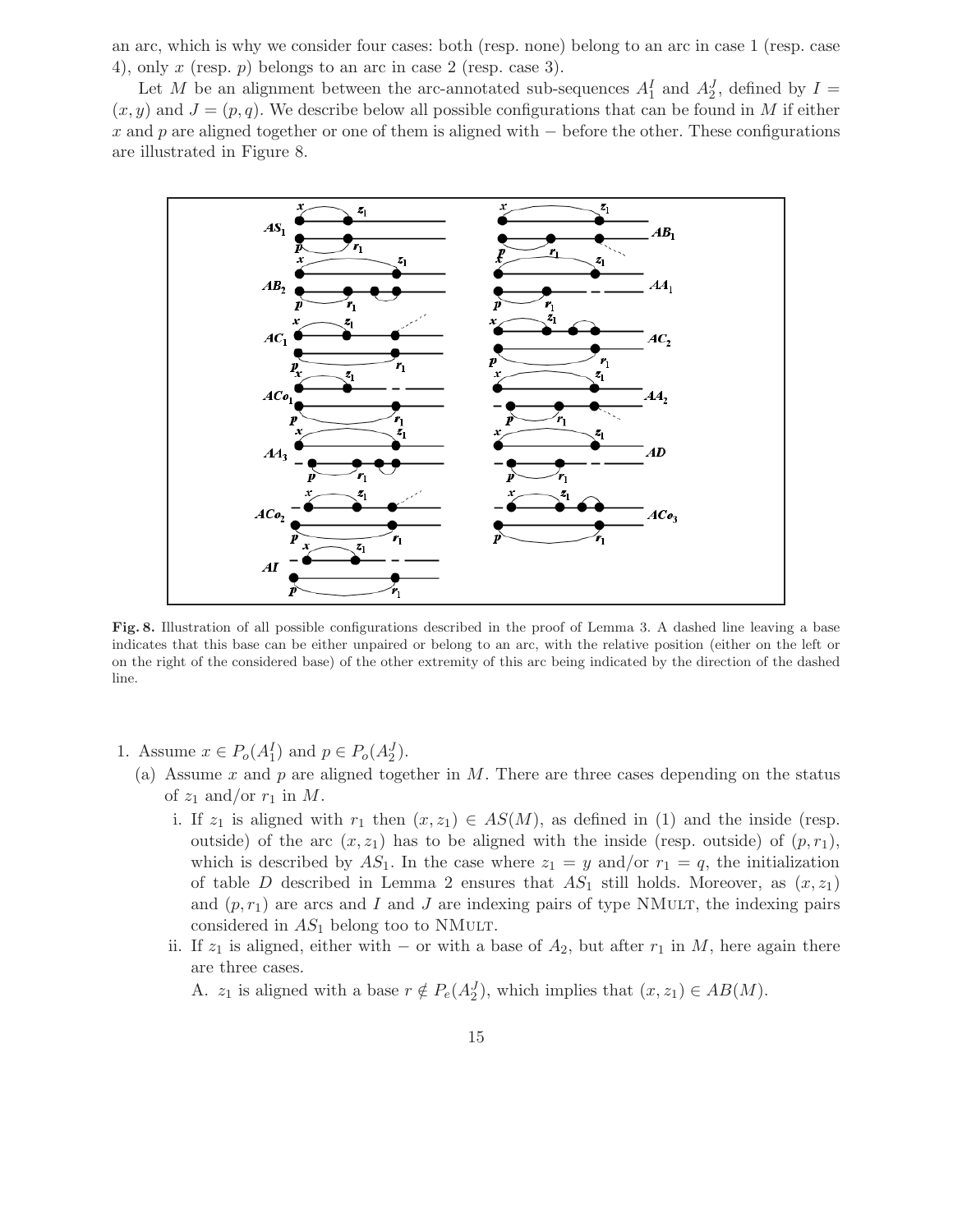an arc, which is why we consider four cases: both (resp. none) belong to an arc in case 1 (resp. case 4), only $x$ (resp. $p$) belongs to an arc in case 2 (resp. case 3).

Let $M$ be an alignment between the arc-annotated sub-sequences $A_1^I$ and $A_2^J$, defined by $I = (x, y)$ and $J = (p, q)$. We describe below all possible configurations that can be found in $M$ if either $x$ and $p$ are aligned together or one of them is aligned with $-$ before the other. These configurations are illustrated in Figure 8.

**Fig. 8.** Illustration of all possible configurations described in the proof of Lemma 3. A dashed line leaving a base indicates that this base can be either unpaired or belong to an arc, with the relative position (either on the left or on the right of the considered base) of the other extremity of this arc being indicated by the direction of the dashed line.

1. Assume $x \in P_o(A_1^I)$ and $p \in P_o(A_2^J)$.
   (a) Assume $x$ and $p$ are aligned together in $M$. There are three cases depending on the status of $z_1$ and/or $r_1$ in $M$.
      i. If $z_1$ is aligned with $r_1$ then $(x, z_1) \in AS(M)$, as defined in (1) and the inside (resp. outside) of the arc $(x, z_1)$ has to be aligned with the inside (resp. outside) of $(p, r_1)$, which is described by $AS_1$. In the case where $z_1 = y$ and/or $r_1 = q$, the initialization of table $D$ described in Lemma 2 ensures that $AS_1$ still holds. Moreover, as $(x, z_1)$ and $(p, r_1)$ are arcs and $I$ and $J$ are indexing pairs of type NMULT, the indexing pairs considered in $AS_1$ belong too to NMULT.
      ii. If $z_1$ is aligned, either with $-$ or with a base of $A_2$, but after $r_1$ in $M$, here again there are three cases.
         A. $z_1$ is aligned with a base $r \notin P_e(A_2^J)$, which implies that $(x, z_1) \in AB(M)$.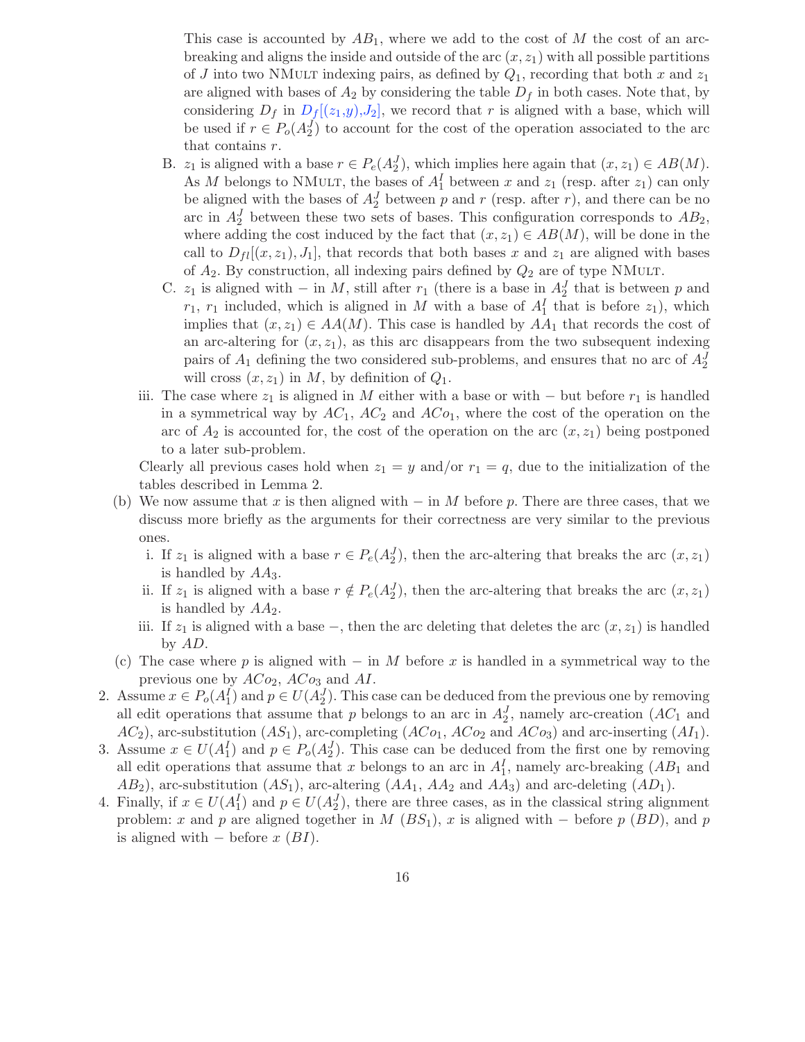This case is accounted by $AB_1$, where we add to the cost of $M$ the cost of an arc-breaking and aligns the inside and outside of the arc $(x, z_1)$ with all possible partitions of $J$ into two NMULT indexing pairs, as defined by $Q_1$, recording that both $x$ and $z_1$ are aligned with bases of $A_2$ by considering the table $D_f$ in both cases. Note that, by considering $D_f$ in $D_f[(z_1,y),J_2]$, we record that $r$ is aligned with a base, which will be used if $r \in P_o(A_2^J)$ to account for the cost of the operation associated to the arc that contains $r$.

   B. $z_1$ is aligned with a base $r \in P_e(A_2^J)$, which implies here again that $(x, z_1) \in AB(M)$. As $M$ belongs to NMULT, the bases of $A_1^I$ between $x$ and $z_1$ (resp. after $z_1$) can only be aligned with the bases of $A_2^J$ between $p$ and $r$ (resp. after $r$), and there can be no arc in $A_2^J$ between these two sets of bases. This configuration corresponds to $AB_2$, where adding the cost induced by the fact that $(x, z_1) \in AB(M)$, will be done in the call to $D_{fl}[(x, z_1), J_1]$, that records that both bases $x$ and $z_1$ are aligned with bases of $A_2$. By construction, all indexing pairs defined by $Q_2$ are of type NMULT.

   C. $z_1$ is aligned with $-$ in $M$, still after $r_1$ (there is a base in $A_2^J$ that is between $p$ and $r_1$, $r_1$ included, which is aligned in $M$ with a base of $A_1^I$ that is before $z_1$), which implies that $(x, z_1) \in AA(M)$. This case is handled by $AA_1$ that records the cost of an arc-altering for $(x, z_1)$, as this arc disappears from the two subsequent indexing pairs of $A_1$ defining the two considered sub-problems, and ensures that no arc of $A_2^J$ will cross $(x, z_1)$ in $M$, by definition of $Q_1$.

   iii. The case where $z_1$ is aligned in $M$ either with a base or with $-$ but before $r_1$ is handled in a symmetrical way by $AC_1$, $AC_2$ and $ACo_1$, where the cost of the operation on the arc of $A_2$ is accounted for, the cost of the operation on the arc $(x, z_1)$ being postponed to a later sub-problem.

   Clearly all previous cases hold when $z_1 = y$ and/or $r_1 = q$, due to the initialization of the tables described in Lemma 2.

   (b) We now assume that $x$ is then aligned with $-$ in $M$ before $p$. There are three cases, that we discuss more briefly as the arguments for their correctness are very similar to the previous ones.

      i. If $z_1$ is aligned with a base $r \in P_e(A_2^J)$, then the arc-altering that breaks the arc $(x, z_1)$ is handled by $AA_3$.

      ii. If $z_1$ is aligned with a base $r \notin P_e(A_2^J)$, then the arc-altering that breaks the arc $(x, z_1)$ is handled by $AA_2$.

      iii. If $z_1$ is aligned with a base $-$, then the arc deleting that deletes the arc $(x, z_1)$ is handled by $AD$.

   (c) The case where $p$ is aligned with $-$ in $M$ before $x$ is handled in a symmetrical way to the previous one by $ACo_2$, $ACo_3$ and $AI$.

2. Assume $x \in P_o(A_1^I)$ and $p \in U(A_2^J)$. This case can be deduced from the previous one by removing all edit operations that assume that $p$ belongs to an arc in $A_2^J$, namely arc-creation ($AC_1$ and $AC_2$), arc-substitution ($AS_1$), arc-completing ($ACo_1$, $ACo_2$ and $ACo_3$) and arc-inserting ($AI_1$).

3. Assume $x \in U(A_1^I)$ and $p \in P_o(A_2^J)$. This case can be deduced from the first one by removing all edit operations that assume that $x$ belongs to an arc in $A_1^I$, namely arc-breaking ($AB_1$ and $AB_2$), arc-substitution ($AS_1$), arc-altering ($AA_1$, $AA_2$ and $AA_3$) and arc-deleting ($AD_1$).

4. Finally, if $x \in U(A_1^I)$ and $p \in U(A_2^J)$, there are three cases, as in the classical string alignment problem: $x$ and $p$ are aligned together in $M$ ($BS_1$), $x$ is aligned with $-$ before $p$ ($BD$), and $p$ is aligned with $-$ before $x$ ($BI$).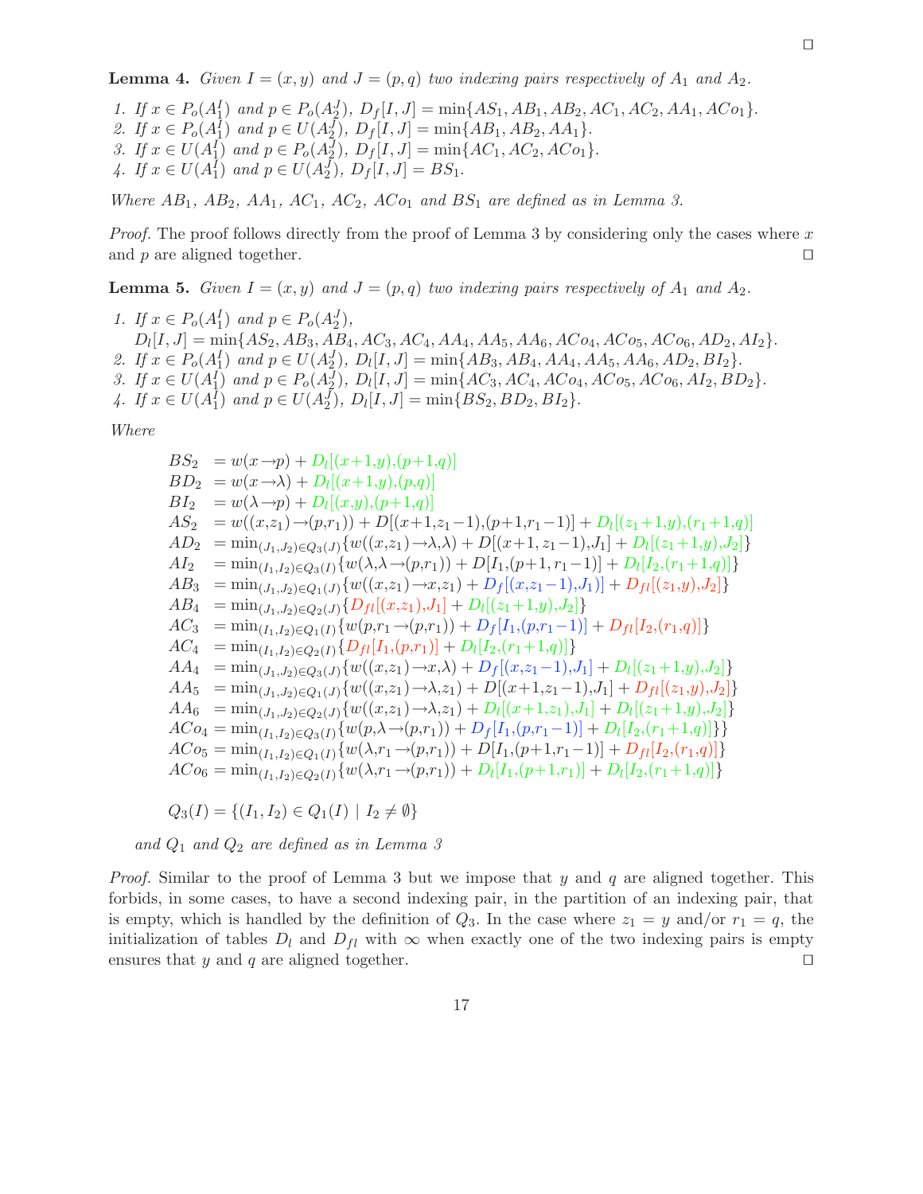□

**Lemma 4.** *Given $I = (x, y)$ and $J = (p, q)$ two indexing pairs respectively of $A_1$ and $A_2$.*

1. *If $x \in P_o(A_1^I)$ and $p \in P_o(A_2^J)$, $D_f[I, J] = \min\{AS_1, AB_1, AB_2, AC_1, AC_2, AA_1, ACo_1\}$.*
2. *If $x \in P_o(A_1^I)$ and $p \in U(A_2^J)$, $D_f[I, J] = \min\{AB_1, AB_2, AA_1\}$.*
3. *If $x \in U(A_1^I)$ and $p \in P_o(A_2^J)$, $D_f[I, J] = \min\{AC_1, AC_2, ACo_1\}$.*
4. *If $x \in U(A_1^I)$ and $p \in U(A_2^J)$, $D_f[I, J] = BS_1$.*

*Where $AB_1$, $AB_2$, $AA_1$, $AC_1$, $AC_2$, $ACo_1$ and $BS_1$ are defined as in Lemma 3.*

*Proof.* The proof follows directly from the proof of Lemma 3 by considering only the cases where $x$ and $p$ are aligned together. □

**Lemma 5.** *Given $I = (x, y)$ and $J = (p, q)$ two indexing pairs respectively of $A_1$ and $A_2$.*

1. *If $x \in P_o(A_1^I)$ and $p \in P_o(A_2^J)$,*
   *$D_l[I, J] = \min\{AS_2, AB_3, AB_4, AC_3, AC_4, AA_4, AA_5, AA_6, ACo_4, ACo_5, ACo_6, AD_2, AI_2\}$.*
2. *If $x \in P_o(A_1^I)$ and $p \in U(A_2^J)$, $D_l[I, J] = \min\{AB_3, AB_4, AA_4, AA_5, AA_6, AD_2, BI_2\}$.*
3. *If $x \in U(A_1^I)$ and $p \in P_o(A_2^J)$, $D_l[I, J] = \min\{AC_3, AC_4, ACo_4, ACo_5, ACo_6, AI_2, BD_2\}$.*
4. *If $x \in U(A_1^I)$ and $p \in U(A_2^J)$, $D_l[I, J] = \min\{BS_2, BD_2, BI_2\}$.*

*Where*

$$
\begin{aligned}
BS_2 &= w(x \to p) + D_l[(x+1,y),(p+1,q)] \\
BD_2 &= w(x \to \lambda) + D_l[(x+1,y),(p,q)] \\
BI_2 &= w(\lambda \to p) + D_l[(x,y),(p+1,q)] \\
AS_2 &= w((x,z_1) \to (p,r_1)) + D[(x+1,z_1-1),(p+1,r_1-1)] + D_l[(z_1+1,y),(r_1+1,q)] \\
AD_2 &= \min_{(J_1,J_2)\in Q_3(J)}\{w((x,z_1) \to \lambda,\lambda) + D[(x+1,z_1-1),J_1] + D_l[(z_1+1,y),J_2]\} \\
AI_2 &= \min_{(I_1,I_2)\in Q_3(I)}\{w(\lambda,\lambda \to (p,r_1)) + D[I_1,(p+1,r_1-1)] + D_l[I_2,(r_1+1,q)]\} \\
AB_3 &= \min_{(J_1,J_2)\in Q_1(J)}\{w((x,z_1) \to x,z_1) + D_f[(x,z_1-1),J_1] + D_{fl}[(z_1,y),J_2]\} \\
AB_4 &= \min_{(J_1,J_2)\in Q_2(J)}\{D_{fl}[(x,z_1),J_1] + D_l[(z_1+1,y),J_2]\} \\
AC_3 &= \min_{(I_1,I_2)\in Q_1(I)}\{w(p,r_1 \to (p,r_1)) + D_f[I_1,(p,r_1-1)] + D_{fl}[I_2,(r_1,q)]\} \\
AC_4 &= \min_{(I_1,I_2)\in Q_2(I)}\{D_{fl}[I_1,(p,r_1)] + D_l[I_2,(r_1+1,q)]\} \\
AA_4 &= \min_{(J_1,J_2)\in Q_3(J)}\{w((x,z_1) \to x,\lambda) + D_f[(x,z_1-1),J_1] + D_l[(z_1+1,y),J_2]\} \\
AA_5 &= \min_{(J_1,J_2)\in Q_1(J)}\{w((x,z_1) \to \lambda,z_1) + D[(x+1,z_1-1),J_1] + D_{fl}[(z_1,y),J_2]\} \\
AA_6 &= \min_{(J_1,J_2)\in Q_2(J)}\{w((x,z_1) \to \lambda,z_1) + D_l[(x+1,z_1),J_1] + D_l[(z_1+1,y),J_2]\} \\
ACo_4 &= \min_{(I_1,I_2)\in Q_3(I)}\{w(p,\lambda \to (p,r_1)) + D_f[I_1,(p,r_1-1)] + D_l[I_2,(r_1+1,q)]\}\} \\
ACo_5 &= \min_{(I_1,I_2)\in Q_1(I)}\{w(\lambda,r_1 \to (p,r_1)) + D[I_1,(p+1,r_1-1)] + D_{fl}[I_2,(r_1,q)]\} \\
ACo_6 &= \min_{(I_1,I_2)\in Q_2(I)}\{w(\lambda,r_1 \to (p,r_1)) + D_l[I_1,(p+1,r_1)] + D_l[I_2,(r_1+1,q)]\}
\end{aligned}
$$

$$Q_3(I) = \{(I_1, I_2) \in Q_1(I) \mid I_2 \neq \emptyset\}$$

*and $Q_1$ and $Q_2$ are defined as in Lemma 3*

*Proof.* Similar to the proof of Lemma 3 but we impose that $y$ and $q$ are aligned together. This forbids, in some cases, to have a second indexing pair, in the partition of an indexing pair, that is empty, which is handled by the definition of $Q_3$. In the case where $z_1 = y$ and/or $r_1 = q$, the initialization of tables $D_l$ and $D_{fl}$ with $\infty$ when exactly one of the two indexing pairs is empty ensures that $y$ and $q$ are aligned together. □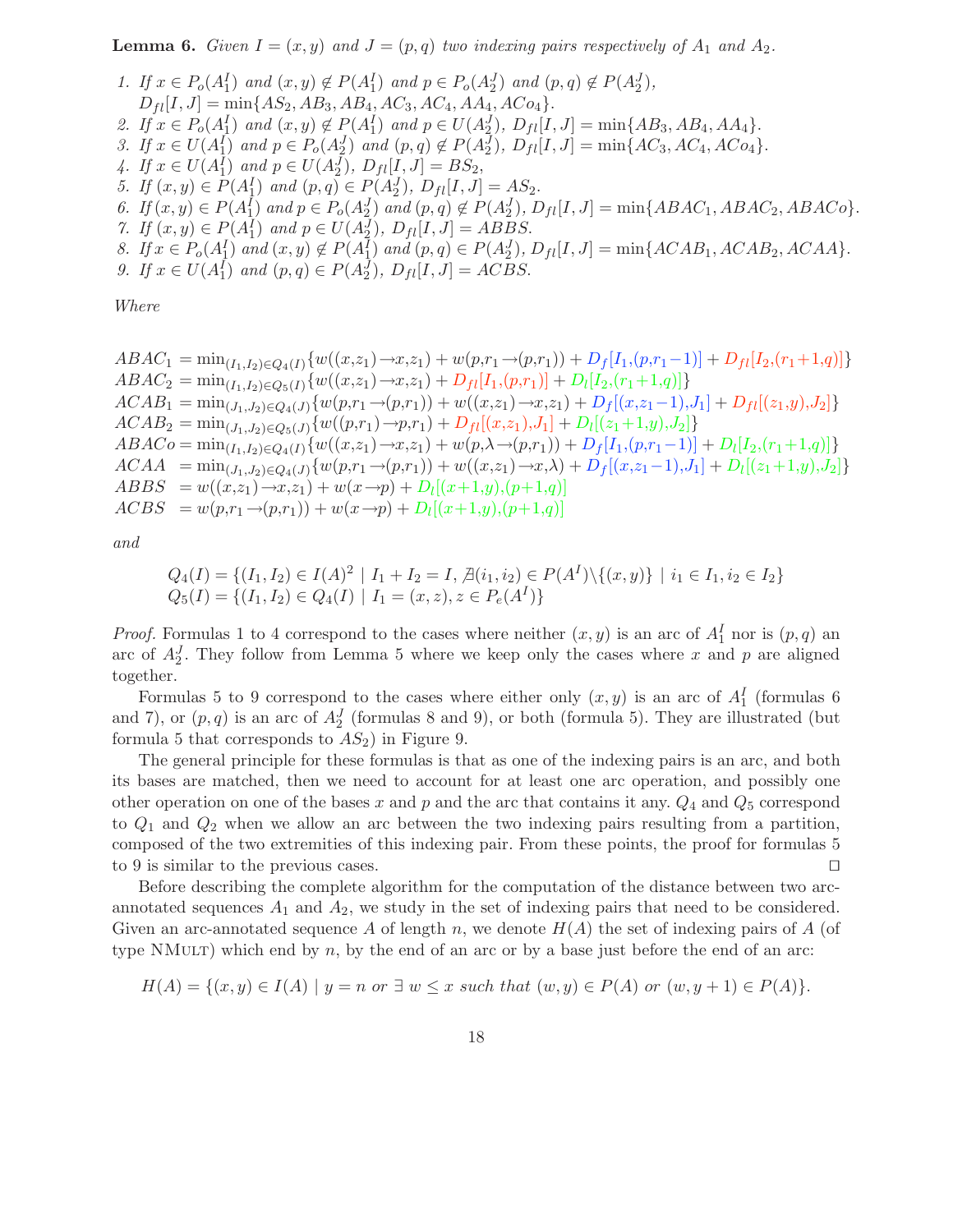**Lemma 6.** *Given $I = (x, y)$ and $J = (p, q)$ two indexing pairs respectively of $A_1$ and $A_2$.*

1. *If $x \in P_o(A_1^I)$ and $(x, y) \notin P(A_1^I)$ and $p \in P_o(A_2^J)$ and $(p, q) \notin P(A_2^J)$,* $D_{fl}[I, J] = \min\{AS_2, AB_3, AB_4, AC_3, AC_4, AA_4, ACo_4\}$.
2. *If $x \in P_o(A_1^I)$ and $(x, y) \notin P(A_1^I)$ and $p \in U(A_2^J)$,* $D_{fl}[I, J] = \min\{AB_3, AB_4, AA_4\}$.
3. *If $x \in U(A_1^I)$ and $p \in P_o(A_2^J)$ and $(p, q) \notin P(A_2^J)$,* $D_{fl}[I, J] = \min\{AC_3, AC_4, ACo_4\}$.
4. *If $x \in U(A_1^I)$ and $p \in U(A_2^J)$,* $D_{fl}[I, J] = BS_2$,
5. *If $(x, y) \in P(A_1^I)$ and $(p, q) \in P(A_2^J)$,* $D_{fl}[I, J] = AS_2$.
6. *If $(x, y) \in P(A_1^I)$ and $p \in P_o(A_2^J)$ and $(p, q) \notin P(A_2^J)$,* $D_{fl}[I, J] = \min\{ABAC_1, ABAC_2, ABACo\}$.
7. *If $(x, y) \in P(A_1^I)$ and $p \in U(A_2^J)$,* $D_{fl}[I, J] = ABBS$.
8. *If $x \in P_o(A_1^I)$ and $(x, y) \notin P(A_1^I)$ and $(p, q) \in P(A_2^J)$,* $D_{fl}[I, J] = \min\{ACAB_1, ACAB_2, ACAA\}$.
9. *If $x \in U(A_1^I)$ and $(p, q) \in P(A_2^J)$,* $D_{fl}[I, J] = ACBS$.

*Where*

$$
\begin{aligned}
ABAC_1 &= \min_{(I_1,I_2)\in Q_4(I)}\{w((x,z_1)\to x,z_1) + w(p,r_1\to(p,r_1)) + D_f[I_1,(p,r_1-1)] + D_{fl}[I_2,(r_1+1,q)]\}\\
ABAC_2 &= \min_{(I_1,I_2)\in Q_5(I)}\{w((x,z_1)\to x,z_1) + D_{fl}[I_1,(p,r_1)] + D_l[I_2,(r_1+1,q)]\}\\
ACAB_1 &= \min_{(J_1,J_2)\in Q_4(J)}\{w(p,r_1\to(p,r_1)) + w((x,z_1)\to x,z_1) + D_f[(x,z_1-1),J_1] + D_{fl}[(z_1,y),J_2]\}\\
ACAB_2 &= \min_{(J_1,J_2)\in Q_5(J)}\{w((p,r_1)\to p,r_1) + D_{fl}[(x,z_1),J_1] + D_l[(z_1+1,y),J_2]\}\\
ABACo &= \min_{(I_1,I_2)\in Q_4(I)}\{w((x,z_1)\to x,z_1) + w(p,\lambda\to(p,r_1)) + D_f[I_1,(p,r_1-1)] + D_l[I_2,(r_1+1,q)]\}\\
ACAA &= \min_{(J_1,J_2)\in Q_4(J)}\{w(p,r_1\to(p,r_1)) + w((x,z_1)\to x,\lambda) + D_f[(x,z_1-1),J_1] + D_l[(z_1+1,y),J_2]\}\\
ABBS &= w((x,z_1)\to x,z_1) + w(x\to p) + D_l[(x+1,y),(p+1,q)]\\
ACBS &= w(p,r_1\to(p,r_1)) + w(x\to p) + D_l[(x+1,y),(p+1,q)]
\end{aligned}
$$

*and*

$$
\begin{aligned}
Q_4(I) &= \{(I_1,I_2)\in I(A)^2 \mid I_1 + I_2 = I, \nexists (i_1,i_2)\in P(A^I)\backslash\{(x,y)\} \mid i_1\in I_1, i_2\in I_2\}\\
Q_5(I) &= \{(I_1,I_2)\in Q_4(I) \mid I_1 = (x,z), z\in P_e(A^I)\}
\end{aligned}
$$

*Proof.* Formulas 1 to 4 correspond to the cases where neither $(x, y)$ is an arc of $A_1^I$ nor is $(p, q)$ an arc of $A_2^J$. They follow from Lemma 5 where we keep only the cases where $x$ and $p$ are aligned together.

Formulas 5 to 9 correspond to the cases where either only $(x, y)$ is an arc of $A_1^I$ (formulas 6 and 7), or $(p, q)$ is an arc of $A_2^J$ (formulas 8 and 9), or both (formula 5). They are illustrated (but formula 5 that corresponds to $AS_2$) in Figure 9.

The general principle for these formulas is that as one of the indexing pairs is an arc, and both its bases are matched, then we need to account for at least one arc operation, and possibly one other operation on one of the bases $x$ and $p$ and the arc that contains it any. $Q_4$ and $Q_5$ correspond to $Q_1$ and $Q_2$ when we allow an arc between the two indexing pairs resulting from a partition, composed of the two extremities of this indexing pair. From these points, the proof for formulas 5 to 9 is similar to the previous cases. □

Before describing the complete algorithm for the computation of the distance between two arc-annotated sequences $A_1$ and $A_2$, we study in the set of indexing pairs that need to be considered. Given an arc-annotated sequence $A$ of length $n$, we denote $H(A)$ the set of indexing pairs of $A$ (of type NMult) which end by $n$, by the end of an arc or by a base just before the end of an arc:

$$H(A) = \{(x, y) \in I(A) \mid y = n \text{ or } \exists\ w \leq x \text{ such that } (w, y) \in P(A) \text{ or } (w, y + 1) \in P(A)\}.$$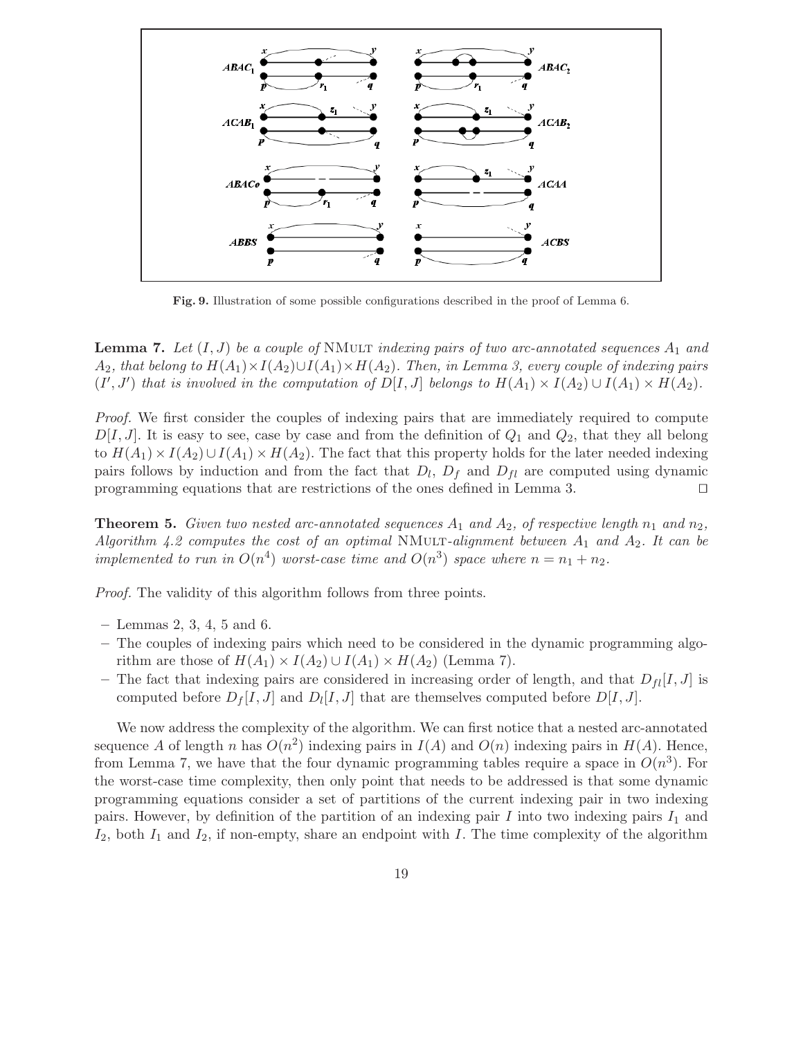**Fig. 9.** Illustration of some possible configurations described in the proof of Lemma 6.

**Lemma 7.** *Let $(I, J)$ be a couple of* NMULT *indexing pairs of two arc-annotated sequences $A_1$ and $A_2$, that belong to $H(A_1) \times I(A_2) \cup I(A_1) \times H(A_2)$. Then, in Lemma 3, every couple of indexing pairs $(I', J')$ that is involved in the computation of $D[I, J]$ belongs to $H(A_1) \times I(A_2) \cup I(A_1) \times H(A_2)$.*

*Proof.* We first consider the couples of indexing pairs that are immediately required to compute $D[I, J]$. It is easy to see, case by case and from the definition of $Q_1$ and $Q_2$, that they all belong to $H(A_1) \times I(A_2) \cup I(A_1) \times H(A_2)$. The fact that this property holds for the later needed indexing pairs follows by induction and from the fact that $D_l$, $D_f$ and $D_{fl}$ are computed using dynamic programming equations that are restrictions of the ones defined in Lemma 3. □

**Theorem 5.** *Given two nested arc-annotated sequences $A_1$ and $A_2$, of respective length $n_1$ and $n_2$, Algorithm 4.2 computes the cost of an optimal* NMULT*-alignment between $A_1$ and $A_2$. It can be implemented to run in $O(n^4)$ worst-case time and $O(n^3)$ space where $n = n_1 + n_2$.*

*Proof.* The validity of this algorithm follows from three points.

- Lemmas 2, 3, 4, 5 and 6.
- The couples of indexing pairs which need to be considered in the dynamic programming algorithm are those of $H(A_1) \times I(A_2) \cup I(A_1) \times H(A_2)$ (Lemma 7).
- The fact that indexing pairs are considered in increasing order of length, and that $D_{fl}[I, J]$ is computed before $D_f[I, J]$ and $D_l[I, J]$ that are themselves computed before $D[I, J]$.

We now address the complexity of the algorithm. We can first notice that a nested arc-annotated sequence $A$ of length $n$ has $O(n^2)$ indexing pairs in $I(A)$ and $O(n)$ indexing pairs in $H(A)$. Hence, from Lemma 7, we have that the four dynamic programming tables require a space in $O(n^3)$. For the worst-case time complexity, then only point that needs to be addressed is that some dynamic programming equations consider a set of partitions of the current indexing pair in two indexing pairs. However, by definition of the partition of an indexing pair $I$ into two indexing pairs $I_1$ and $I_2$, both $I_1$ and $I_2$, if non-empty, share an endpoint with $I$. The time complexity of the algorithm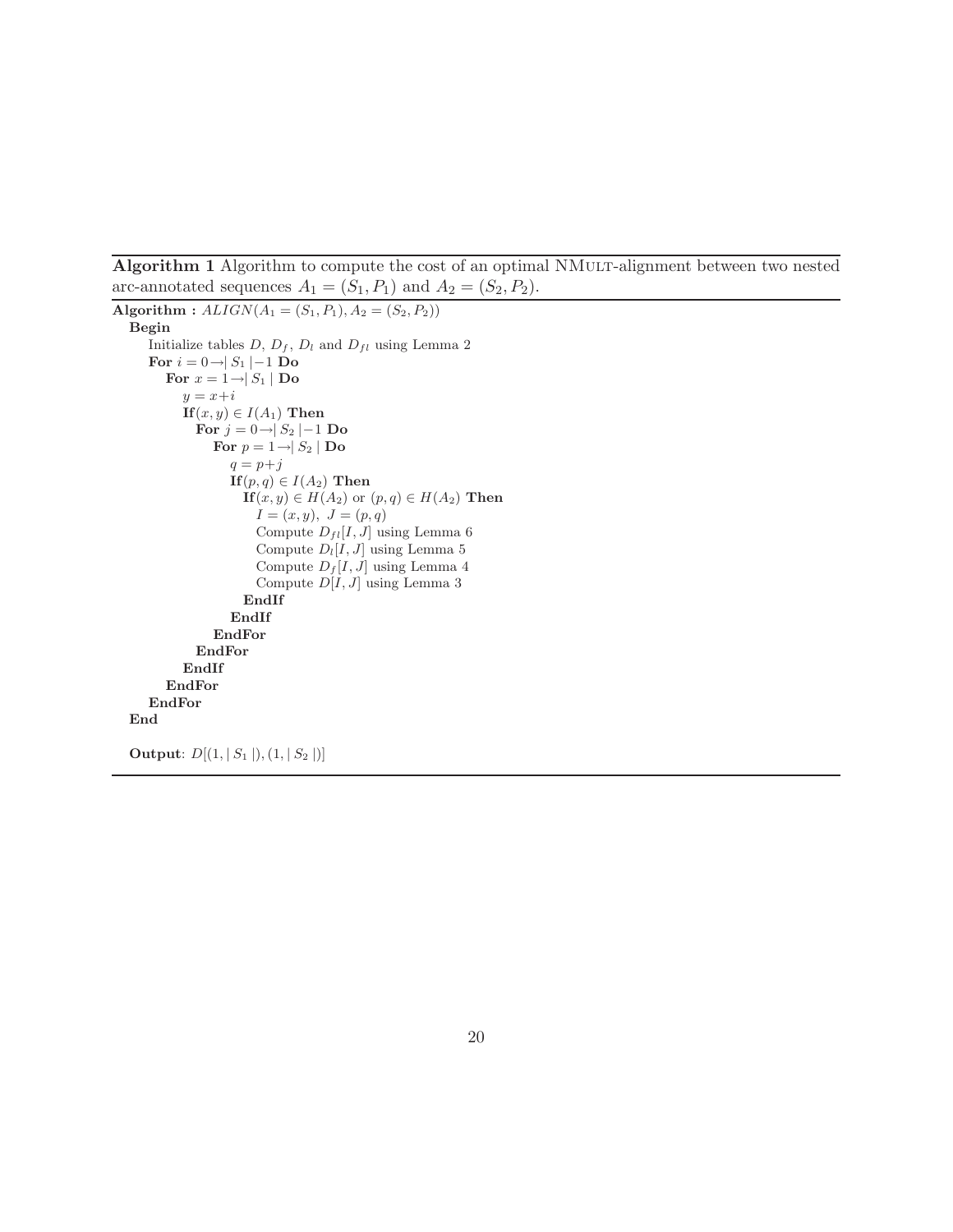**Algorithm 1** Algorithm to compute the cost of an optimal NMULT-alignment between two nested arc-annotated sequences $A_1 = (S_1, P_1)$ and $A_2 = (S_2, P_2)$.

```
Algorithm : ALIGN(A1 = (S1, P1), A2 = (S2, P2))
  Begin
    Initialize tables D, D_f, D_l and D_fl using Lemma 2
    For i = 0 → |S1| − 1 Do
      For x = 1 → |S1| Do
        y = x + i
        If (x, y) ∈ I(A1) Then
          For j = 0 → |S2| − 1 Do
            For p = 1 → |S2| Do
              q = p + j
              If (p, q) ∈ I(A2) Then
                If (x, y) ∈ H(A2) or (p, q) ∈ H(A2) Then
                  I = (x, y), J = (p, q)
                  Compute D_fl[I, J] using Lemma 6
                  Compute D_l[I, J] using Lemma 5
                  Compute D_f[I, J] using Lemma 4
                  Compute D[I, J] using Lemma 3
                EndIf
              EndIf
            EndFor
          EndFor
        EndIf
      EndFor
    EndFor
  End

  Output: D[(1, |S1|), (1, |S2|)]
```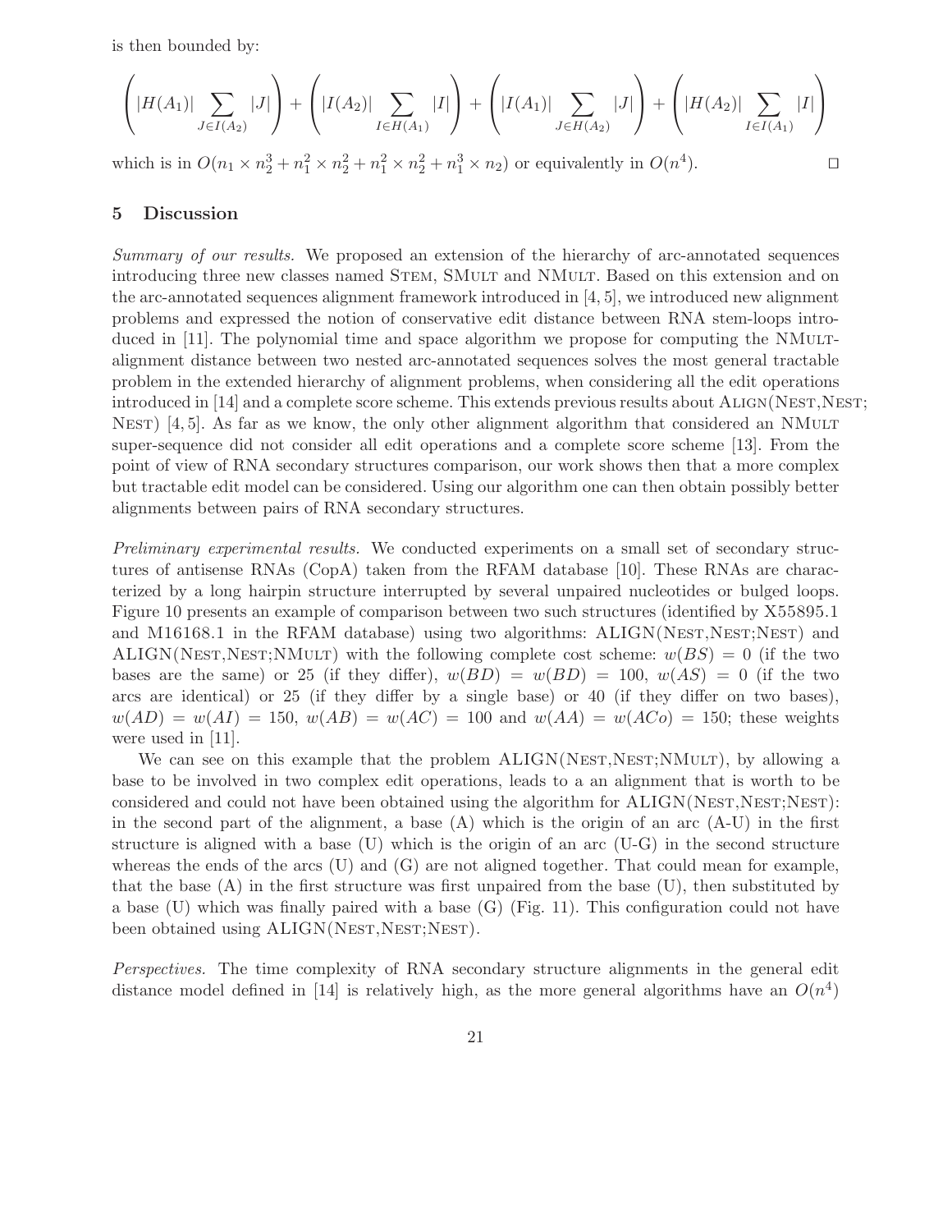is then bounded by:

$$\left(|H(A_1)| \sum_{J \in I(A_2)} |J|\right) + \left(|I(A_2)| \sum_{I \in H(A_1)} |I|\right) + \left(|I(A_1)| \sum_{J \in H(A_2)} |J|\right) + \left(|H(A_2)| \sum_{I \in I(A_1)} |I|\right)$$

which is in $O(n_1 \times n_2^3 + n_1^2 \times n_2^2 + n_1^2 \times n_2^2 + n_1^3 \times n_2)$ or equivalently in $O(n^4)$. □

## 5 Discussion

*Summary of our results.* We proposed an extension of the hierarchy of arc-annotated sequences introducing three new classes named STEM, SMULT and NMULT. Based on this extension and on the arc-annotated sequences alignment framework introduced in [4, 5], we introduced new alignment problems and expressed the notion of conservative edit distance between RNA stem-loops introduced in [11]. The polynomial time and space algorithm we propose for computing the NMULT-alignment distance between two nested arc-annotated sequences solves the most general tractable problem in the extended hierarchy of alignment problems, when considering all the edit operations introduced in [14] and a complete score scheme. This extends previous results about ALIGN(NEST,NEST; NEST) [4, 5]. As far as we know, the only other alignment algorithm that considered an NMULT super-sequence did not consider all edit operations and a complete score scheme [13]. From the point of view of RNA secondary structures comparison, our work shows then that a more complex but tractable edit model can be considered. Using our algorithm one can then obtain possibly better alignments between pairs of RNA secondary structures.

*Preliminary experimental results.* We conducted experiments on a small set of secondary structures of antisense RNAs (CopA) taken from the RFAM database [10]. These RNAs are characterized by a long hairpin structure interrupted by several unpaired nucleotides or bulged loops. Figure 10 presents an example of comparison between two such structures (identified by X55895.1 and M16168.1 in the RFAM database) using two algorithms: ALIGN(NEST,NEST;NEST) and ALIGN(NEST,NEST;NMULT) with the following complete cost scheme: $w(BS) = 0$ (if the two bases are the same) or 25 (if they differ), $w(BD) = w(BD) = 100$, $w(AS) = 0$ (if the two arcs are identical) or 25 (if they differ by a single base) or 40 (if they differ on two bases), $w(AD) = w(AI) = 150$, $w(AB) = w(AC) = 100$ and $w(AA) = w(ACo) = 150$; these weights were used in [11].

We can see on this example that the problem ALIGN(NEST,NEST;NMULT), by allowing a base to be involved in two complex edit operations, leads to a an alignment that is worth to be considered and could not have been obtained using the algorithm for ALIGN(NEST,NEST;NEST): in the second part of the alignment, a base (A) which is the origin of an arc (A-U) in the first structure is aligned with a base (U) which is the origin of an arc (U-G) in the second structure whereas the ends of the arcs (U) and (G) are not aligned together. That could mean for example, that the base (A) in the first structure was first unpaired from the base (U), then substituted by a base (U) which was finally paired with a base (G) (Fig. 11). This configuration could not have been obtained using ALIGN(NEST,NEST;NEST).

*Perspectives.* The time complexity of RNA secondary structure alignments in the general edit distance model defined in [14] is relatively high, as the more general algorithms have an $O(n^4)$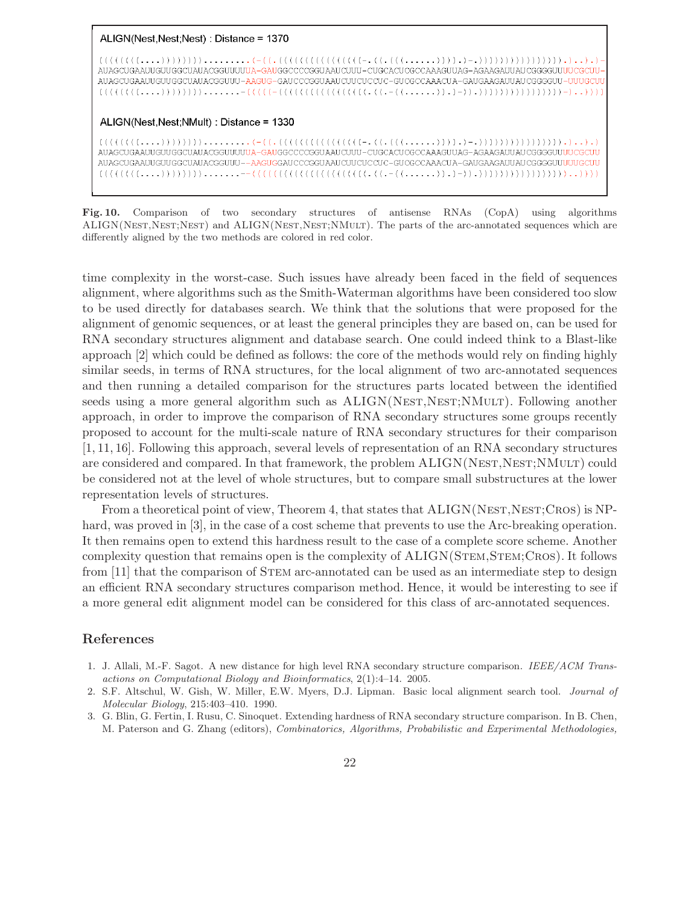**ALIGN(Nest,Nest;Nest) : Distance = 1370**

```
((((((((....)))))))).........(-((.(((((((((((((((-.((.(((......)))).)-.))))))))))))))))).)..).)-
AUAGCUGAAUUGUUGGCUAUACGGUUUUUA-GAUGGCCCCGGUAAUCUUU-CUGCACUCGCCAAAGUUAG-AGAAGAUUAUCGGGGUUUCGCUU-
AUAGCUGAAUUGUUGGCUAUACGGUUU-AAGUG-GAUCCCGGUAAUCUUCUCCUC-GUCGCCAAACUA-GAUGAAGAUUAUCGGGGUU-UUUGCUU
((((((((....)))))))).......-((((-(((((((((((((((((((.((.-((......)).)-)).)))))))))))))))))))-)..))))
```

**ALIGN(Nest,Nest;NMult) : Distance = 1330**

```
((((((((....)))))))).........(-((.(((((((((((((((-.((.(((......)))).)-.))))))))))))))))).)..).)
AUAGCUGAAUUGUUGGCUAUACGGUUUUUA-GAUGGCCCCGGUAAUCUUU-CUGCACUCGCCAAAGUUAG-AGAAGAUUAUCGGGGUUUUCGCUU
AUAGCUGAAUUGUUGGCUAUACGGUUU--AAGUGGAUCCCGGUAAUCUUCUCCUC-GUCGCCAAACUA-GAUGAAGAUUAUCGGGGUUUUUGCUU
((((((((....)))))))).......--((((((((((((((((((((((.((.-((......)).)-)).)))))))))))))))))))..))))
```

**Fig. 10.** Comparison of two secondary structures of antisense RNAs (CopA) using algorithms ALIGN(Nest,Nest;Nest) and ALIGN(Nest,Nest;NMult). The parts of the arc-annotated sequences which are differently aligned by the two methods are colored in red color.

time complexity in the worst-case. Such issues have already been faced in the field of sequences alignment, where algorithms such as the Smith-Waterman algorithms have been considered too slow to be used directly for databases search. We think that the solutions that were proposed for the alignment of genomic sequences, or at least the general principles they are based on, can be used for RNA secondary structures alignment and database search. One could indeed think to a Blast-like approach [2] which could be defined as follows: the core of the methods would rely on finding highly similar seeds, in terms of RNA structures, for the local alignment of two arc-annotated sequences and then running a detailed comparison for the structures parts located between the identified seeds using a more general algorithm such as ALIGN(Nest,Nest;NMult). Following another approach, in order to improve the comparison of RNA secondary structures some groups recently proposed to account for the multi-scale nature of RNA secondary structures for their comparison [1, 11, 16]. Following this approach, several levels of representation of an RNA secondary structures are considered and compared. In that framework, the problem ALIGN(Nest,Nest;NMult) could be considered not at the level of whole structures, but to compare small substructures at the lower representation levels of structures.

From a theoretical point of view, Theorem 4, that states that ALIGN(Nest,Nest;Cros) is NP-hard, was proved in [3], in the case of a cost scheme that prevents to use the Arc-breaking operation. It then remains open to extend this hardness result to the case of a complete score scheme. Another complexity question that remains open is the complexity of ALIGN(Stem,Stem;Cros). It follows from [11] that the comparison of Stem arc-annotated can be used as an intermediate step to design an efficient RNA secondary structures comparison method. Hence, it would be interesting to see if a more general edit alignment model can be considered for this class of arc-annotated sequences.

## References

1. J. Allali, M.-F. Sagot. A new distance for high level RNA secondary structure comparison. *IEEE/ACM Transactions on Computational Biology and Bioinformatics*, 2(1):4–14. 2005.
2. S.F. Altschul, W. Gish, W. Miller, E.W. Myers, D.J. Lipman. Basic local alignment search tool. *Journal of Molecular Biology*, 215:403–410. 1990.
3. G. Blin, G. Fertin, I. Rusu, C. Sinoquet. Extending hardness of RNA secondary structure comparison. In B. Chen, M. Paterson and G. Zhang (editors), *Combinatorics, Algorithms, Probabilistic and Experimental Methodologies,*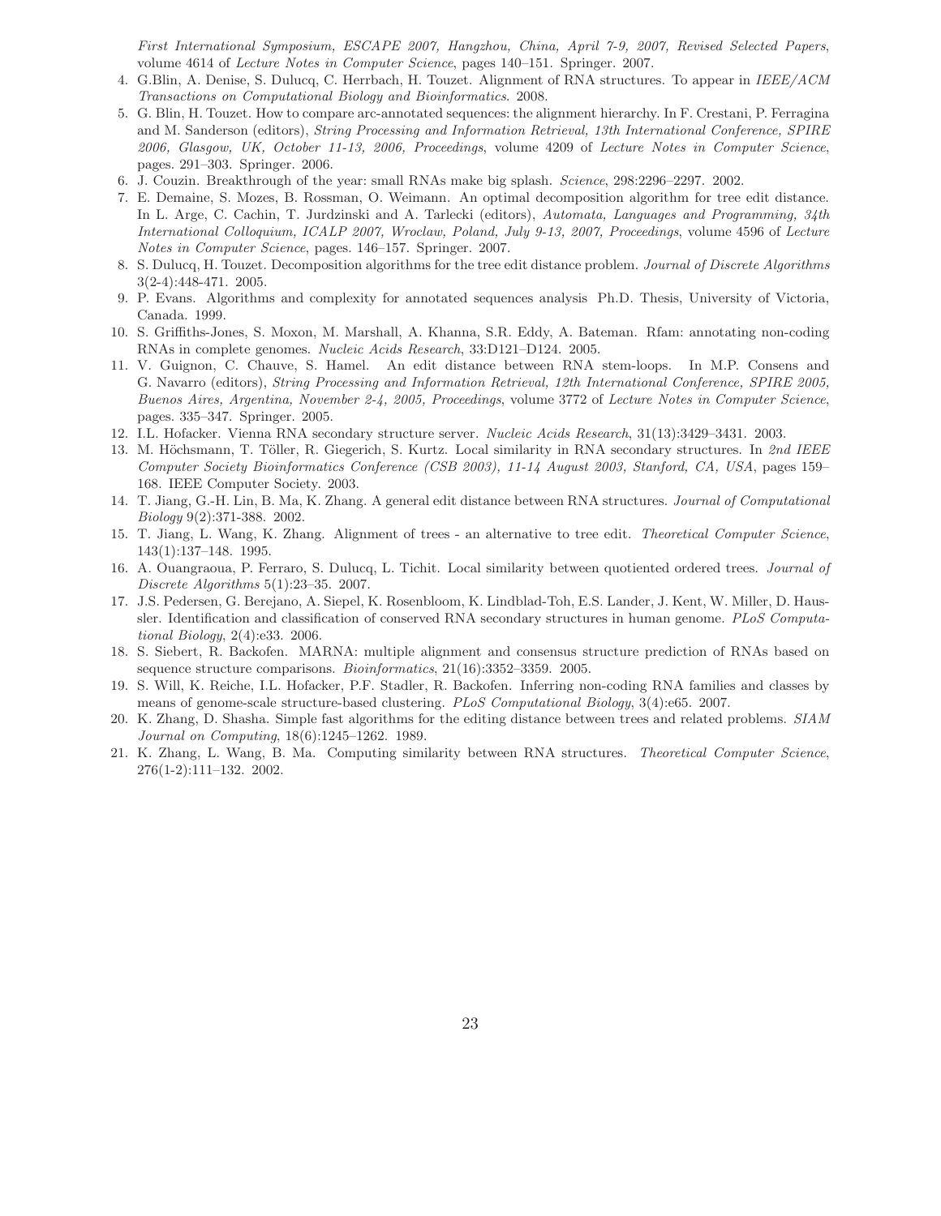*First International Symposium, ESCAPE 2007, Hangzhou, China, April 7-9, 2007, Revised Selected Papers*, volume 4614 of *Lecture Notes in Computer Science*, pages 140–151. Springer. 2007.

4. G.Blin, A. Denise, S. Dulucq, C. Herrbach, H. Touzet. Alignment of RNA structures. To appear in *IEEE/ACM Transactions on Computational Biology and Bioinformatics*. 2008.
5. G. Blin, H. Touzet. How to compare arc-annotated sequences: the alignment hierarchy. In F. Crestani, P. Ferragina and M. Sanderson (editors), *String Processing and Information Retrieval, 13th International Conference, SPIRE 2006, Glasgow, UK, October 11-13, 2006, Proceedings*, volume 4209 of *Lecture Notes in Computer Science*, pages. 291–303. Springer. 2006.
6. J. Couzin. Breakthrough of the year: small RNAs make big splash. *Science*, 298:2296–2297. 2002.
7. E. Demaine, S. Mozes, B. Rossman, O. Weimann. An optimal decomposition algorithm for tree edit distance. In L. Arge, C. Cachin, T. Jurdzinski and A. Tarlecki (editors), *Automata, Languages and Programming, 34th International Colloquium, ICALP 2007, Wroclaw, Poland, July 9-13, 2007, Proceedings*, volume 4596 of *Lecture Notes in Computer Science*, pages. 146–157. Springer. 2007.
8. S. Dulucq, H. Touzet. Decomposition algorithms for the tree edit distance problem. *Journal of Discrete Algorithms* 3(2-4):448-471. 2005.
9. P. Evans. Algorithms and complexity for annotated sequences analysis Ph.D. Thesis, University of Victoria, Canada. 1999.
10. S. Griffiths-Jones, S. Moxon, M. Marshall, A. Khanna, S.R. Eddy, A. Bateman. Rfam: annotating non-coding RNAs in complete genomes. *Nucleic Acids Research*, 33:D121–D124. 2005.
11. V. Guignon, C. Chauve, S. Hamel. An edit distance between RNA stem-loops. In M.P. Consens and G. Navarro (editors), *String Processing and Information Retrieval, 12th International Conference, SPIRE 2005, Buenos Aires, Argentina, November 2-4, 2005, Proceedings*, volume 3772 of *Lecture Notes in Computer Science*, pages. 335–347. Springer. 2005.
12. I.L. Hofacker. Vienna RNA secondary structure server. *Nucleic Acids Research*, 31(13):3429–3431. 2003.
13. M. Höchsmann, T. Töller, R. Giegerich, S. Kurtz. Local similarity in RNA secondary structures. In *2nd IEEE Computer Society Bioinformatics Conference (CSB 2003), 11-14 August 2003, Stanford, CA, USA*, pages 159–168. IEEE Computer Society. 2003.
14. T. Jiang, G.-H. Lin, B. Ma, K. Zhang. A general edit distance between RNA structures. *Journal of Computational Biology* 9(2):371-388. 2002.
15. T. Jiang, L. Wang, K. Zhang. Alignment of trees - an alternative to tree edit. *Theoretical Computer Science*, 143(1):137–148. 1995.
16. A. Ouangraoua, P. Ferraro, S. Dulucq, L. Tichit. Local similarity between quotiented ordered trees. *Journal of Discrete Algorithms* 5(1):23–35. 2007.
17. J.S. Pedersen, G. Berejano, A. Siepel, K. Rosenbloom, K. Lindblad-Toh, E.S. Lander, J. Kent, W. Miller, D. Haussler. Identification and classification of conserved RNA secondary structures in human genome. *PLoS Computational Biology*, 2(4):e33. 2006.
18. S. Siebert, R. Backofen. MARNA: multiple alignment and consensus structure prediction of RNAs based on sequence structure comparisons. *Bioinformatics*, 21(16):3352–3359. 2005.
19. S. Will, K. Reiche, I.L. Hofacker, P.F. Stadler, R. Backofen. Inferring non-coding RNA families and classes by means of genome-scale structure-based clustering. *PLoS Computational Biology*, 3(4):e65. 2007.
20. K. Zhang, D. Shasha. Simple fast algorithms for the editing distance between trees and related problems. *SIAM Journal on Computing*, 18(6):1245–1262. 1989.
21. K. Zhang, L. Wang, B. Ma. Computing similarity between RNA structures. *Theoretical Computer Science*, 276(1-2):111–132. 2002.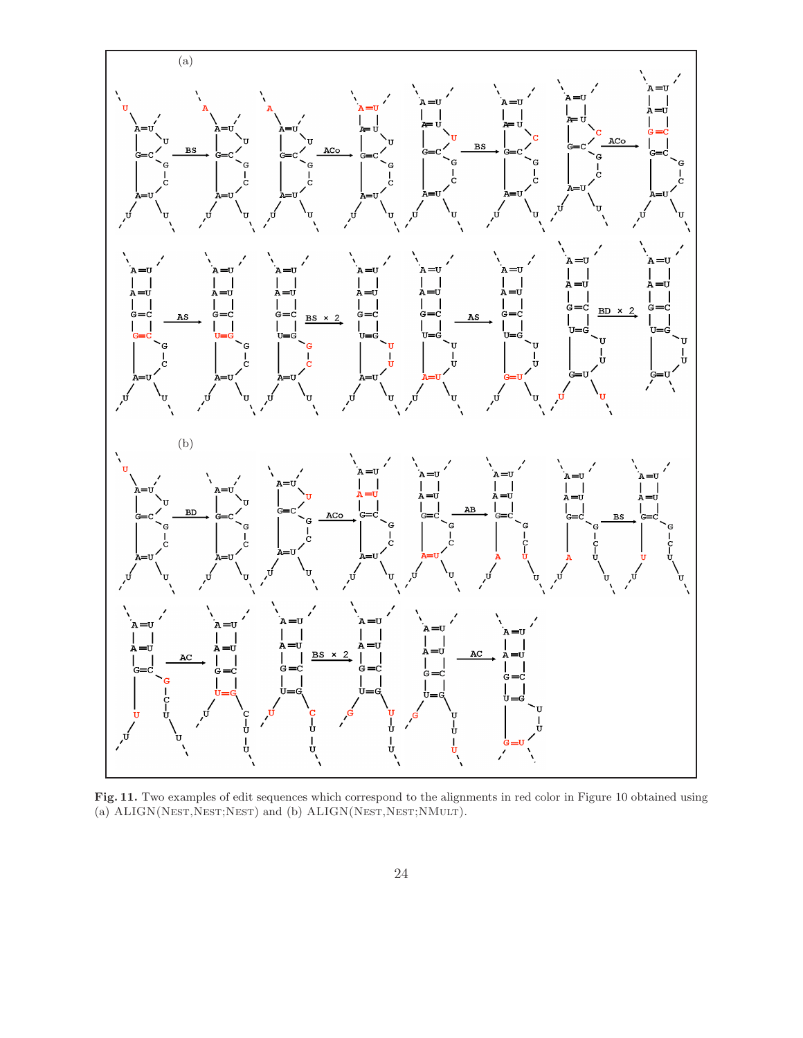(a)

BS

ACo

BS

ACo

AS

BS × 2

AS

BD × 2

(b)

BD

ACo

AB

BS

AC

BS × 2

AC

**Fig. 11.** Two examples of edit sequences which correspond to the alignments in red color in Figure 10 obtained using (a) ALIGN(Nest,Nest;Nest) and (b) ALIGN(Nest,Nest;NMult).